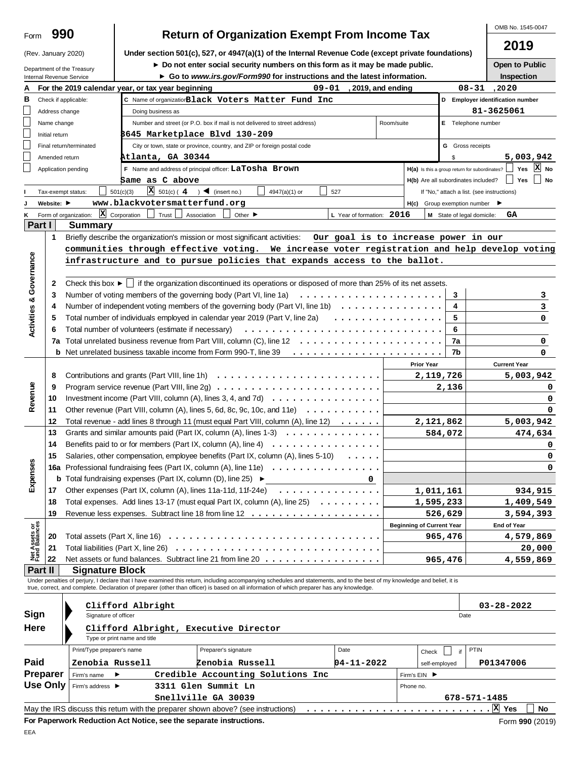Form **990**

(Rev. January 2020)

Department of the Treasury
Internal Revenue Service

# Return of Organization Exempt From Income Tax

**Under section 501(c), 527, or 4947(a)(1) of the Internal Revenue Code (except private foundations)**

► Do not enter social security numbers on this form as it may be made public.

► Go to *www.irs.gov/Form990* for instructions and the latest information.

OMB No. 1545-0047

**2019**

**Open to Public Inspection**

**A** For the 2019 calendar year, or tax year beginning 09-01, 2019, and ending 08-31, 2020

**B** Check if applicable:
- Address change
- Name change
- Initial return
- Final return/terminated
- Amended return
- Application pending

**C** Name of organization: **Black Voters Matter Fund Inc**

Doing business as

Number and street (or P.O. box if mail is not delivered to street address): 3645 Marketplace Blvd 130-209 — Room/suite

City or town, state or province, country, and ZIP or foreign postal code: Atlanta, GA 30344

**D** Employer identification number: 81-3625061

**E** Telephone number

**G** Gross receipts $ 5,003,942

**F** Name and address of principal officer: LaTosha Brown
Same as C above

**H(a)** Is this a group return for subordinates? ☐ Yes ☒ No

**H(b)** Are all subordinates included? ☐ Yes ☐ No

If "No," attach a list. (see instructions)

**I** Tax-exempt status: ☐ 501(c)(3) ☒ 501(c) ( 4 ) ◄ (insert no.) ☐ 4947(a)(1) or ☐ 527

**J** Website: ► www.blackvotersmatterfund.org

**H(c)** Group exemption number ►

**K** Form of organization: ☒ Corporation ☐ Trust ☐ Association ☐ Other ►

**L** Year of formation: 2016

**M** State of legal domicile: GA

## Part I Summary

### Activities & Governance

1 Briefly describe the organization's mission or most significant activities: Our goal is to increase power in our communities through effective voting. We increase voter registration and help develop voting infrastructure and to pursue policies that expands access to the ballot.

2 Check this box ► ☐ if the organization discontinued its operations or disposed of more than 25% of its net assets.

| | | Line | Value |
|---|---|---|---|
| 3 | Number of voting members of the governing body (Part VI, line 1a) | 3 | 3 |
| 4 | Number of independent voting members of the governing body (Part VI, line 1b) | 4 | 3 |
| 5 | Total number of individuals employed in calendar year 2019 (Part V, line 2a) | 5 | 0 |
| 6 | Total number of volunteers (estimate if necessary) | 6 | |
| 7a | Total unrelated business revenue from Part VIII, column (C), line 12 | 7a | 0 |
| b | Net unrelated business taxable income from Form 990-T, line 39 | 7b | 0 |

### Revenue

| | | Prior Year | Current Year |
|---|---|---|---|
| 8 | Contributions and grants (Part VIII, line 1h) | 2,119,726 | 5,003,942 |
| 9 | Program service revenue (Part VIII, line 2g) | 2,136 | 0 |
| 10 | Investment income (Part VIII, column (A), lines 3, 4, and 7d) | | 0 |
| 11 | Other revenue (Part VIII, column (A), lines 5, 6d, 8c, 9c, 10c, and 11e) | | 0 |
| 12 | Total revenue - add lines 8 through 11 (must equal Part VIII, column (A), line 12) | 2,121,862 | 5,003,942 |

### Expenses

| | | Prior Year | Current Year |
|---|---|---|---|
| 13 | Grants and similar amounts paid (Part IX, column (A), lines 1-3) | 584,072 | 474,634 |
| 14 | Benefits paid to or for members (Part IX, column (A), line 4) | | 0 |
| 15 | Salaries, other compensation, employee benefits (Part IX, column (A), lines 5-10) | | 0 |
| 16a | Professional fundraising fees (Part IX, column (A), line 11e) | | 0 |
| b | Total fundraising expenses (Part IX, column (D), line 25) ► 0 | | |
| 17 | Other expenses (Part IX, column (A), lines 11a-11d, 11f-24e) | 1,011,161 | 934,915 |
| 18 | Total expenses. Add lines 13-17 (must equal Part IX, column (A), line 25) | 1,595,233 | 1,409,549 |
| 19 | Revenue less expenses. Subtract line 18 from line 12 | 526,629 | 3,594,393 |

### Net Assets or Fund Balances

| | | Beginning of Current Year | End of Year |
|---|---|---|---|
| 20 | Total assets (Part X, line 16) | 965,476 | 4,579,869 |
| 21 | Total liabilities (Part X, line 26) | | 20,000 |
| 22 | Net assets or fund balances. Subtract line 21 from line 20 | 965,476 | 4,559,869 |

## Part II Signature Block

Under penalties of perjury, I declare that I have examined this return, including accompanying schedules and statements, and to the best of my knowledge and belief, it is true, correct, and complete. Declaration of preparer (other than officer) is based on all information of which preparer has any knowledge.

**Sign Here**

Clifford Albright — Signature of officer — Date: 03-28-2022

Clifford Albright, Executive Director — Type or print name and title

**Paid Preparer Use Only**

| Print/Type preparer's name | Preparer's signature | Date | Check ☐ if self-employed | PTIN |
|---|---|---|---|---|
| Zenobia Russell | Zenobia Russell | 04-11-2022 | | P01347006 |

Firm's name ► Credible Accounting Solutions Inc — Firm's EIN ►

Firm's address ► 3311 Glen Summit Ln, Snellville GA 30039 — Phone no. 678-571-1485

May the IRS discuss this return with the preparer shown above? (see instructions) ☒ Yes ☐ No

**For Paperwork Reduction Act Notice, see the separate instructions.** Form **990** (2019)

EEA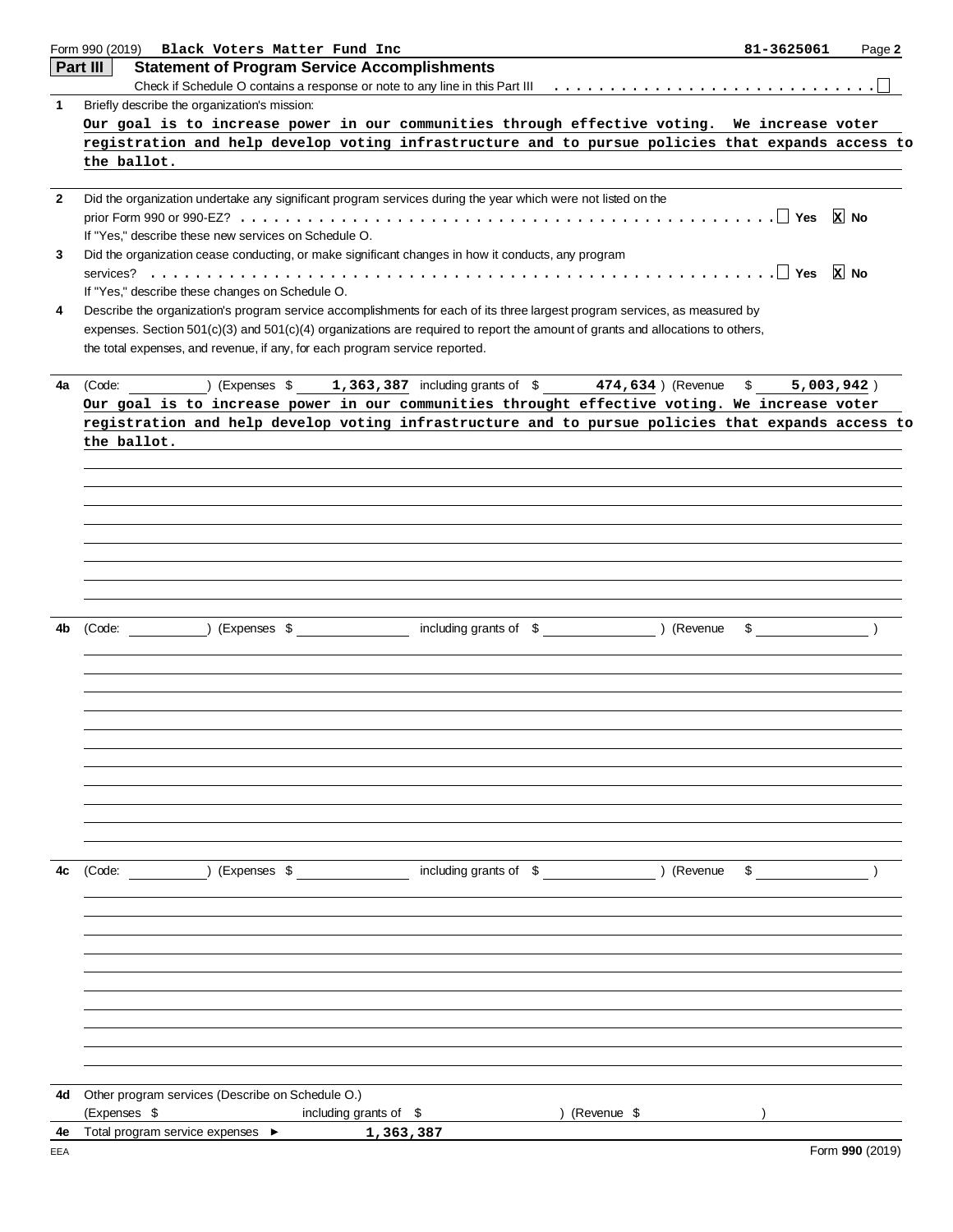Form 990 (2019) **Black Voters Matter Fund Inc** 81-3625061

## Part III Statement of Program Service Accomplishments

Check if Schedule O contains a response or note to any line in this Part III . . . . . . . . . . ☐

**1** Briefly describe the organization's mission:

Our goal is to increase power in our communities through effective voting. We increase voter registration and help develop voting infrastructure and to pursue policies that expands access to the ballot.

**2** Did the organization undertake any significant program services during the year which were not listed on the prior Form 990 or 990-EZ? . . . . . . . . . . ☐ Yes ☒ No

If "Yes," describe these new services on Schedule O.

**3** Did the organization cease conducting, or make significant changes in how it conducts, any program services? . . . . . . . . . . ☐ Yes ☒ No

If "Yes," describe these changes on Schedule O.

**4** Describe the organization's program service accomplishments for each of its three largest program services, as measured by expenses. Section 501(c)(3) and 501(c)(4) organizations are required to report the amount of grants and allocations to others, the total expenses, and revenue, if any, for each program service reported.

**4a** (Code: ) (Expenses $ 1,363,387 including grants of $ 474,634 ) (Revenue $ 5,003,942 )

Our goal is to increase power in our communities throught effective voting. We increase voter registration and help develop voting infrastructure and to pursue policies that expands access to the ballot.

**4b** (Code: ) (Expenses $ including grants of $ ) (Revenue $ )

**4c** (Code: ) (Expenses $ including grants of $ ) (Revenue $ )

**4d** Other program services (Describe on Schedule O.)

(Expenses $ including grants of $ ) (Revenue $ )

**4e** Total program service expenses ► 1,363,387

Form **990** (2019)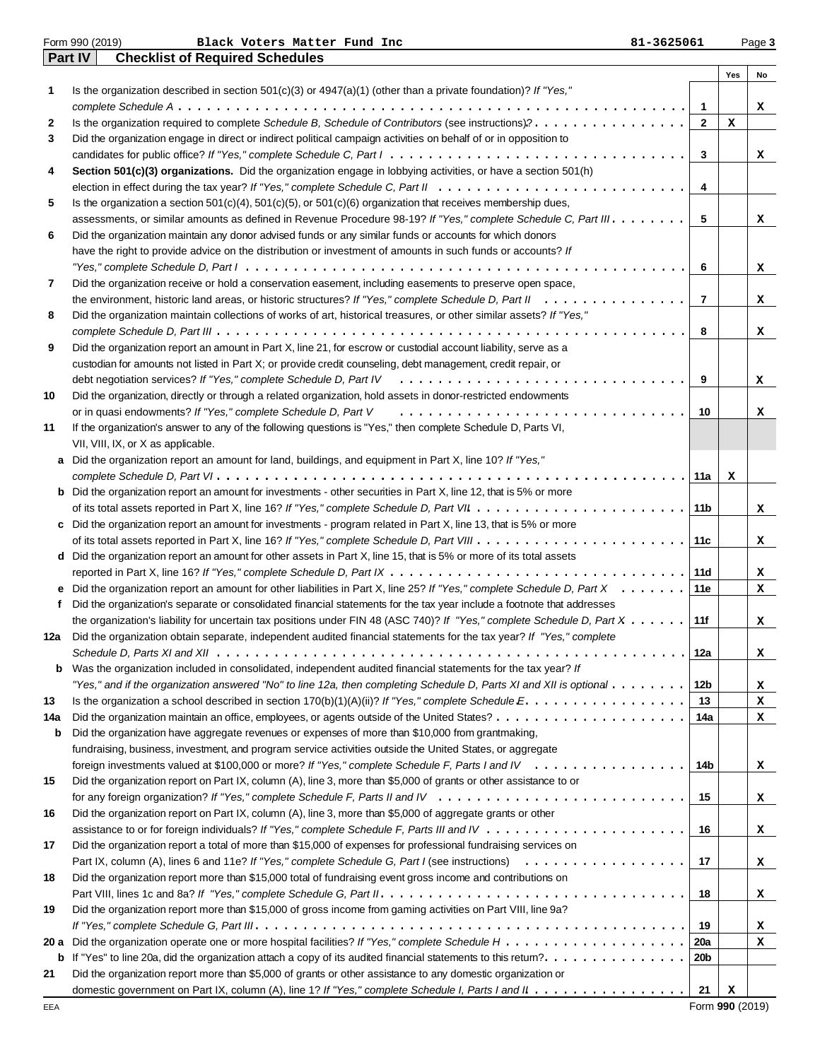Form 990 (2019) Black Voters Matter Fund Inc 81-3625061

## Part IV Checklist of Required Schedules

| | | | Yes | No |
|---|---|---|---|---|
| 1 | Is the organization described in section 501(c)(3) or 4947(a)(1) (other than a private foundation)? *If "Yes," complete Schedule A* | 1 | | X |
| 2 | Is the organization required to complete *Schedule B, Schedule of Contributors* (see instructions)? | 2 | X | |
| 3 | Did the organization engage in direct or indirect political campaign activities on behalf of or in opposition to candidates for public office? *If "Yes," complete Schedule C, Part I* | 3 | | X |
| 4 | **Section 501(c)(3) organizations.** Did the organization engage in lobbying activities, or have a section 501(h) election in effect during the tax year? *If "Yes," complete Schedule C, Part II* | 4 | | |
| 5 | Is the organization a section 501(c)(4), 501(c)(5), or 501(c)(6) organization that receives membership dues, assessments, or similar amounts as defined in Revenue Procedure 98-19? *If "Yes," complete Schedule C, Part III* | 5 | | X |
| 6 | Did the organization maintain any donor advised funds or any similar funds or accounts for which donors have the right to provide advice on the distribution or investment of amounts in such funds or accounts? *If "Yes," complete Schedule D, Part I* | 6 | | X |
| 7 | Did the organization receive or hold a conservation easement, including easements to preserve open space, the environment, historic land areas, or historic structures? *If "Yes," complete Schedule D, Part II* | 7 | | X |
| 8 | Did the organization maintain collections of works of art, historical treasures, or other similar assets? *If "Yes," complete Schedule D, Part III* | 8 | | X |
| 9 | Did the organization report an amount in Part X, line 21, for escrow or custodial account liability, serve as a custodian for amounts not listed in Part X; or provide credit counseling, debt management, credit repair, or debt negotiation services? *If "Yes," complete Schedule D, Part IV* | 9 | | X |
| 10 | Did the organization, directly or through a related organization, hold assets in donor-restricted endowments or in quasi endowments? *If "Yes," complete Schedule D, Part V* | 10 | | X |
| 11 | If the organization's answer to any of the following questions is "Yes," then complete Schedule D, Parts VI, VII, VIII, IX, or X as applicable. | | | |
| a | Did the organization report an amount for land, buildings, and equipment in Part X, line 10? *If "Yes," complete Schedule D, Part VI* | 11a | X | |
| b | Did the organization report an amount for investments - other securities in Part X, line 12, that is 5% or more of its total assets reported in Part X, line 16? *If "Yes," complete Schedule D, Part VII* | 11b | | X |
| c | Did the organization report an amount for investments - program related in Part X, line 13, that is 5% or more of its total assets reported in Part X, line 16? *If "Yes," complete Schedule D, Part VIII* | 11c | | X |
| d | Did the organization report an amount for other assets in Part X, line 15, that is 5% or more of its total assets reported in Part X, line 16? *If "Yes," complete Schedule D, Part IX* | 11d | | X |
| e | Did the organization report an amount for other liabilities in Part X, line 25? *If "Yes," complete Schedule D, Part X* | 11e | | X |
| f | Did the organization's separate or consolidated financial statements for the tax year include a footnote that addresses the organization's liability for uncertain tax positions under FIN 48 (ASC 740)? *If "Yes," complete Schedule D, Part X* | 11f | | X |
| 12a | Did the organization obtain separate, independent audited financial statements for the tax year? *If "Yes," complete Schedule D, Parts XI and XII* | 12a | | X |
| b | Was the organization included in consolidated, independent audited financial statements for the tax year? *If "Yes," and if the organization answered "No" to line 12a, then completing Schedule D, Parts XI and XII is optional* | 12b | | X |
| 13 | Is the organization a school described in section 170(b)(1)(A)(ii)? *If "Yes," complete Schedule E* | 13 | | X |
| 14a | Did the organization maintain an office, employees, or agents outside of the United States? | 14a | | X |
| b | Did the organization have aggregate revenues or expenses of more than $10,000 from grantmaking, fundraising, business, investment, and program service activities outside the United States, or aggregate foreign investments valued at $100,000 or more? *If "Yes," complete Schedule F, Parts I and IV* | 14b | | X |
| 15 | Did the organization report on Part IX, column (A), line 3, more than $5,000 of grants or other assistance to or for any foreign organization? *If "Yes," complete Schedule F, Parts II and IV* | 15 | | X |
| 16 | Did the organization report on Part IX, column (A), line 3, more than $5,000 of aggregate grants or other assistance to or for foreign individuals? *If "Yes," complete Schedule F, Parts III and IV* | 16 | | X |
| 17 | Did the organization report a total of more than $15,000 of expenses for professional fundraising services on Part IX, column (A), lines 6 and 11e? *If "Yes," complete Schedule G, Part I* (see instructions) | 17 | | X |
| 18 | Did the organization report more than $15,000 total of fundraising event gross income and contributions on Part VIII, lines 1c and 8a? *If "Yes," complete Schedule G, Part II* | 18 | | X |
| 19 | Did the organization report more than $15,000 of gross income from gaming activities on Part VIII, line 9a? *If "Yes," complete Schedule G, Part III* | 19 | | X |
| 20 a | Did the organization operate one or more hospital facilities? *If "Yes," complete Schedule H* | 20a | | X |
| b | If "Yes" to line 20a, did the organization attach a copy of its audited financial statements to this return? | 20b | | |
| 21 | Did the organization report more than $5,000 of grants or other assistance to any domestic organization or domestic government on Part IX, column (A), line 1? *If "Yes," complete Schedule I, Parts I and II* | 21 | X | |

EEA Form **990** (2019)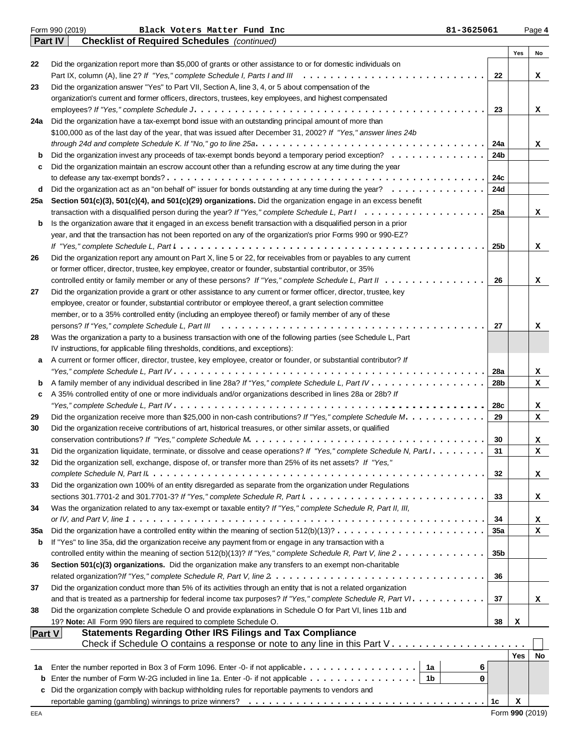Form 990 (2019) Black Voters Matter Fund Inc 81-3625061

**Part IV Checklist of Required Schedules** *(continued)*

| | | | Yes | No |
|---|---|---|---|---|
| 22 | Did the organization report more than $5,000 of grants or other assistance to or for domestic individuals on Part IX, column (A), line 2? *If "Yes," complete Schedule I, Parts I and III* | 22 | | X |
| 23 | Did the organization answer "Yes" to Part VII, Section A, line 3, 4, or 5 about compensation of the organization's current and former officers, directors, trustees, key employees, and highest compensated employees? *If "Yes," complete Schedule J* | 23 | | X |
| 24a | Did the organization have a tax-exempt bond issue with an outstanding principal amount of more than $100,000 as of the last day of the year, that was issued after December 31, 2002? *If "Yes," answer lines 24b through 24d and complete Schedule K. If "No," go to line 25a* | 24a | | X |
| b | Did the organization invest any proceeds of tax-exempt bonds beyond a temporary period exception? | 24b | | |
| c | Did the organization maintain an escrow account other than a refunding escrow at any time during the year to defease any tax-exempt bonds? | 24c | | |
| d | Did the organization act as an "on behalf of" issuer for bonds outstanding at any time during the year? | 24d | | |
| 25a | **Section 501(c)(3), 501(c)(4), and 501(c)(29) organizations.** Did the organization engage in an excess benefit transaction with a disqualified person during the year? *If "Yes," complete Schedule L, Part I* | 25a | | X |
| b | Is the organization aware that it engaged in an excess benefit transaction with a disqualified person in a prior year, and that the transaction has not been reported on any of the organization's prior Forms 990 or 990-EZ? *If "Yes," complete Schedule L, Part I* | 25b | | X |
| 26 | Did the organization report any amount on Part X, line 5 or 22, for receivables from or payables to any current or former officer, director, trustee, key employee, creator or founder, substantial contributor, or 35% controlled entity or family member of any of these persons? *If "Yes," complete Schedule L, Part II* | 26 | | X |
| 27 | Did the organization provide a grant or other assistance to any current or former officer, director, trustee, key employee, creator or founder, substantial contributor or employee thereof, a grant selection committee member, or to a 35% controlled entity (including an employee thereof) or family member of any of these persons? *If "Yes," complete Schedule L, Part III* | 27 | | X |
| 28 | Was the organization a party to a business transaction with one of the following parties (see Schedule L, Part IV instructions, for applicable filing thresholds, conditions, and exceptions): | | | |
| a | A current or former officer, director, trustee, key employee, creator or founder, or substantial contributor? *If "Yes," complete Schedule L, Part IV* | 28a | | X |
| b | A family member of any individual described in line 28a? *If "Yes," complete Schedule L, Part IV* | 28b | | X |
| c | A 35% controlled entity of one or more individuals and/or organizations described in lines 28a or 28b? *If "Yes," complete Schedule L, Part IV* | 28c | | X |
| 29 | Did the organization receive more than $25,000 in non-cash contributions? *If "Yes," complete Schedule M* | 29 | | X |
| 30 | Did the organization receive contributions of art, historical treasures, or other similar assets, or qualified conservation contributions? *If "Yes," complete Schedule M* | 30 | | X |
| 31 | Did the organization liquidate, terminate, or dissolve and cease operations? *If "Yes," complete Schedule N, Part I* | 31 | | X |
| 32 | Did the organization sell, exchange, dispose of, or transfer more than 25% of its net assets? *If "Yes," complete Schedule N, Part II* | 32 | | X |
| 33 | Did the organization own 100% of an entity disregarded as separate from the organization under Regulations sections 301.7701-2 and 301.7701-3? *If "Yes," complete Schedule R, Part I* | 33 | | X |
| 34 | Was the organization related to any tax-exempt or taxable entity? *If "Yes," complete Schedule R, Part II, III, or IV, and Part V, line 1* | 34 | | X |
| 35a | Did the organization have a controlled entity within the meaning of section 512(b)(13)? | 35a | | X |
| b | If "Yes" to line 35a, did the organization receive any payment from or engage in any transaction with a controlled entity within the meaning of section 512(b)(13)? *If "Yes," complete Schedule R, Part V, line 2* | 35b | | |
| 36 | **Section 501(c)(3) organizations.** Did the organization make any transfers to an exempt non-charitable related organization? *If "Yes," complete Schedule R, Part V, line 2* | 36 | | |
| 37 | Did the organization conduct more than 5% of its activities through an entity that is not a related organization and that is treated as a partnership for federal income tax purposes? *If "Yes," complete Schedule R, Part VI* | 37 | | X |
| 38 | Did the organization complete Schedule O and provide explanations in Schedule O for Part VI, lines 11b and 19? **Note:** All Form 990 filers are required to complete Schedule O. | 38 | X | |

**Part V Statements Regarding Other IRS Filings and Tax Compliance**

Check if Schedule O contains a response or note to any line in this Part V ☐

| | | | | | Yes | No |
|---|---|---|---|---|---|---|
| 1a | Enter the number reported in Box 3 of Form 1096. Enter -0- if not applicable | 1a | 6 | | | |
| b | Enter the number of Form W-2G included in line 1a. Enter -0- if not applicable | 1b | 0 | | | |
| c | Did the organization comply with backup withholding rules for reportable payments to vendors and reportable gaming (gambling) winnings to prize winners? | | | 1c | X | |

Form **990** (2019)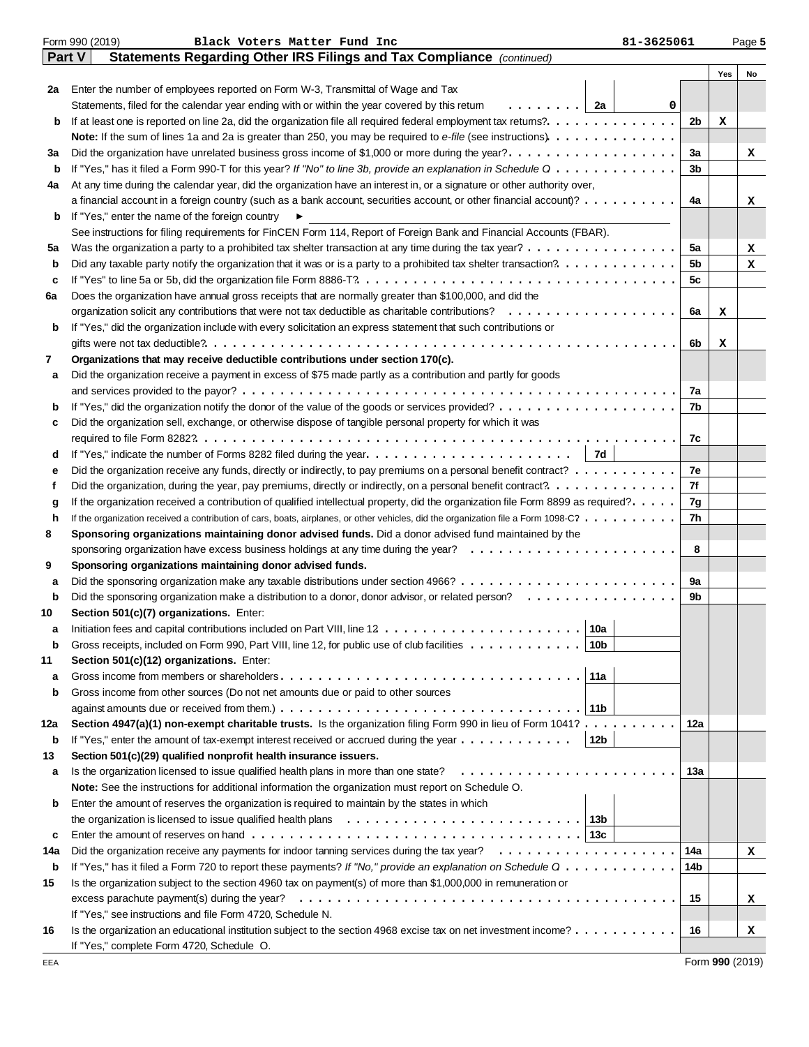Form 990 (2019) Black Voters Matter Fund Inc 81-3625061

## Part V Statements Regarding Other IRS Filings and Tax Compliance *(continued)*

| | | | | | Yes | No |
|---|---|---|---|---|---|---|
| **2a** | Enter the number of employees reported on Form W-3, Transmittal of Wage and Tax Statements, filed for the calendar year ending with or within the year covered by this return | 2a | 0 | | | |
| **b** | If at least one is reported on line 2a, did the organization file all required federal employment tax returns? | | | 2b | X | |
| | **Note:** If the sum of lines 1a and 2a is greater than 250, you may be required to *e-file* (see instructions) | | | | | |
| **3a** | Did the organization have unrelated business gross income of $1,000 or more during the year? | | | 3a | | X |
| **b** | If "Yes," has it filed a Form 990-T for this year? *If "No" to line 3b, provide an explanation in Schedule O* | | | 3b | | |
| **4a** | At any time during the calendar year, did the organization have an interest in, or a signature or other authority over, a financial account in a foreign country (such as a bank account, securities account, or other financial account)? | | | 4a | | X |
| **b** | If "Yes," enter the name of the foreign country ► | | | | | |
| | See instructions for filing requirements for FinCEN Form 114, Report of Foreign Bank and Financial Accounts (FBAR). | | | | | |
| **5a** | Was the organization a party to a prohibited tax shelter transaction at any time during the tax year? | | | 5a | | X |
| **b** | Did any taxable party notify the organization that it was or is a party to a prohibited tax shelter transaction? | | | 5b | | X |
| **c** | If "Yes" to line 5a or 5b, did the organization file Form 8886-T? | | | 5c | | |
| **6a** | Does the organization have annual gross receipts that are normally greater than $100,000, and did the organization solicit any contributions that were not tax deductible as charitable contributions? | | | 6a | X | |
| **b** | If "Yes," did the organization include with every solicitation an express statement that such contributions or gifts were not tax deductible? | | | 6b | X | |
| **7** | **Organizations that may receive deductible contributions under section 170(c).** | | | | | |
| **a** | Did the organization receive a payment in excess of $75 made partly as a contribution and partly for goods and services provided to the payor? | | | 7a | | |
| **b** | If "Yes," did the organization notify the donor of the value of the goods or services provided? | | | 7b | | |
| **c** | Did the organization sell, exchange, or otherwise dispose of tangible personal property for which it was required to file Form 8282? | | | 7c | | |
| **d** | If "Yes," indicate the number of Forms 8282 filed during the year | 7d | | | | |
| **e** | Did the organization receive any funds, directly or indirectly, to pay premiums on a personal benefit contract? | | | 7e | | |
| **f** | Did the organization, during the year, pay premiums, directly or indirectly, on a personal benefit contract? | | | 7f | | |
| **g** | If the organization received a contribution of qualified intellectual property, did the organization file Form 8899 as required? | | | 7g | | |
| **h** | If the organization received a contribution of cars, boats, airplanes, or other vehicles, did the organization file a Form 1098-C? | | | 7h | | |
| **8** | **Sponsoring organizations maintaining donor advised funds.** Did a donor advised fund maintained by the sponsoring organization have excess business holdings at any time during the year? | | | 8 | | |
| **9** | **Sponsoring organizations maintaining donor advised funds.** | | | | | |
| **a** | Did the sponsoring organization make any taxable distributions under section 4966? | | | 9a | | |
| **b** | Did the sponsoring organization make a distribution to a donor, donor advisor, or related person? | | | 9b | | |
| **10** | **Section 501(c)(7) organizations.** Enter: | | | | | |
| **a** | Initiation fees and capital contributions included on Part VIII, line 12 | 10a | | | | |
| **b** | Gross receipts, included on Form 990, Part VIII, line 12, for public use of club facilities | 10b | | | | |
| **11** | **Section 501(c)(12) organizations.** Enter: | | | | | |
| **a** | Gross income from members or shareholders | 11a | | | | |
| **b** | Gross income from other sources (Do not net amounts due or paid to other sources against amounts due or received from them.) | 11b | | | | |
| **12a** | **Section 4947(a)(1) non-exempt charitable trusts.** Is the organization filing Form 990 in lieu of Form 1041? | | | 12a | | |
| **b** | If "Yes," enter the amount of tax-exempt interest received or accrued during the year | 12b | | | | |
| **13** | **Section 501(c)(29) qualified nonprofit health insurance issuers.** | | | | | |
| **a** | Is the organization licensed to issue qualified health plans in more than one state? | | | 13a | | |
| | **Note:** See the instructions for additional information the organization must report on Schedule O. | | | | | |
| **b** | Enter the amount of reserves the organization is required to maintain by the states in which the organization is licensed to issue qualified health plans | 13b | | | | |
| **c** | Enter the amount of reserves on hand | 13c | | | | |
| **14a** | Did the organization receive any payments for indoor tanning services during the tax year? | | | 14a | | X |
| **b** | If "Yes," has it filed a Form 720 to report these payments? *If "No," provide an explanation on Schedule O* | | | 14b | | |
| **15** | Is the organization subject to the section 4960 tax on payment(s) of more than $1,000,000 in remuneration or excess parachute payment(s) during the year? | | | 15 | | X |
| | If "Yes," see instructions and file Form 4720, Schedule N. | | | | | |
| **16** | Is the organization an educational institution subject to the section 4968 excise tax on net investment income? | | | 16 | | X |
| | If "Yes," complete Form 4720, Schedule O. | | | | | |

EEA Form **990** (2019)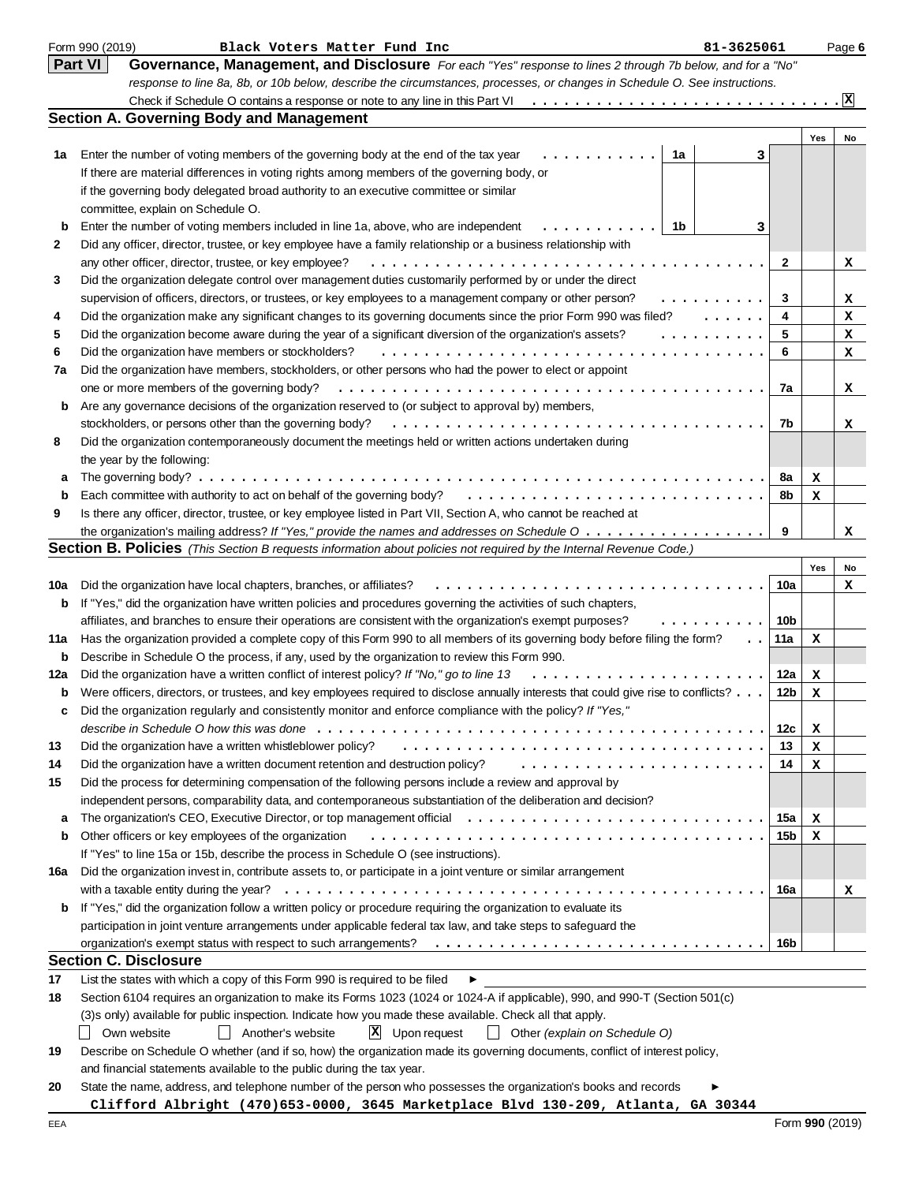Form 990 (2019) **Black Voters Matter Fund Inc** 81-3625061

## Part VI Governance, Management, and Disclosure

*For each "Yes" response to lines 2 through 7b below, and for a "No" response to line 8a, 8b, or 10b below, describe the circumstances, processes, or changes in Schedule O. See instructions.*

Check if Schedule O contains a response or note to any line in this Part VI . . . [X]

### Section A. Governing Body and Management

| | | | Yes | No |
|---|---|---|---|---|
| **1a** | Enter the number of voting members of the governing body at the end of the tax year . . . **1a** 3. If there are material differences in voting rights among members of the governing body, or if the governing body delegated broad authority to an executive committee or similar committee, explain on Schedule O. | | | |
| **b** | Enter the number of voting members included in line 1a, above, who are independent . . . **1b** 3 | | | |
| **2** | Did any officer, director, trustee, or key employee have a family relationship or a business relationship with any other officer, director, trustee, or key employee? | **2** | | X |
| **3** | Did the organization delegate control over management duties customarily performed by or under the direct supervision of officers, directors, or trustees, or key employees to a management company or other person? | **3** | | X |
| **4** | Did the organization make any significant changes to its governing documents since the prior Form 990 was filed? | **4** | | X |
| **5** | Did the organization become aware during the year of a significant diversion of the organization's assets? | **5** | | X |
| **6** | Did the organization have members or stockholders? | **6** | | X |
| **7a** | Did the organization have members, stockholders, or other persons who had the power to elect or appoint one or more members of the governing body? | **7a** | | X |
| **b** | Are any governance decisions of the organization reserved to (or subject to approval by) members, stockholders, or persons other than the governing body? | **7b** | | X |
| **8** | Did the organization contemporaneously document the meetings held or written actions undertaken during the year by the following: | | | |
| **a** | The governing body? | **8a** | X | |
| **b** | Each committee with authority to act on behalf of the governing body? | **8b** | X | |
| **9** | Is there any officer, director, trustee, or key employee listed in Part VII, Section A, who cannot be reached at the organization's mailing address? *If "Yes," provide the names and addresses on Schedule O* | **9** | | X |

### Section B. Policies *(This Section B requests information about policies not required by the Internal Revenue Code.)*

| | | | Yes | No |
|---|---|---|---|---|
| **10a** | Did the organization have local chapters, branches, or affiliates? | **10a** | | X |
| **b** | If "Yes," did the organization have written policies and procedures governing the activities of such chapters, affiliates, and branches to ensure their operations are consistent with the organization's exempt purposes? | **10b** | | |
| **11a** | Has the organization provided a complete copy of this Form 990 to all members of its governing body before filing the form? | **11a** | X | |
| **b** | Describe in Schedule O the process, if any, used by the organization to review this Form 990. | | | |
| **12a** | Did the organization have a written conflict of interest policy? *If "No," go to line 13* | **12a** | X | |
| **b** | Were officers, directors, or trustees, and key employees required to disclose annually interests that could give rise to conflicts? | **12b** | X | |
| **c** | Did the organization regularly and consistently monitor and enforce compliance with the policy? *If "Yes," describe in Schedule O how this was done* | **12c** | X | |
| **13** | Did the organization have a written whistleblower policy? | **13** | X | |
| **14** | Did the organization have a written document retention and destruction policy? | **14** | X | |
| **15** | Did the process for determining compensation of the following persons include a review and approval by independent persons, comparability data, and contemporaneous substantiation of the deliberation and decision? | | | |
| **a** | The organization's CEO, Executive Director, or top management official | **15a** | X | |
| **b** | Other officers or key employees of the organization | **15b** | X | |
| | If "Yes" to line 15a or 15b, describe the process in Schedule O (see instructions). | | | |
| **16a** | Did the organization invest in, contribute assets to, or participate in a joint venture or similar arrangement with a taxable entity during the year? | **16a** | | X |
| **b** | If "Yes," did the organization follow a written policy or procedure requiring the organization to evaluate its participation in joint venture arrangements under applicable federal tax law, and take steps to safeguard the organization's exempt status with respect to such arrangements? | **16b** | | |

### Section C. Disclosure

**17** List the states with which a copy of this Form 990 is required to be filed ►

**18** Section 6104 requires an organization to make its Forms 1023 (1024 or 1024-A if applicable), 990, and 990-T (Section 501(c)(3)s only) available for public inspection. Indicate how you made these available. Check all that apply.

[ ] Own website [ ] Another's website [X] Upon request [ ] Other *(explain on Schedule O)*

**19** Describe on Schedule O whether (and if so, how) the organization made its governing documents, conflict of interest policy, and financial statements available to the public during the tax year.

**20** State the name, address, and telephone number of the person who possesses the organization's books and records ►

**Clifford Albright (470)653-0000, 3645 Marketplace Blvd 130-209, Atlanta, GA 30344**

Form **990** (2019)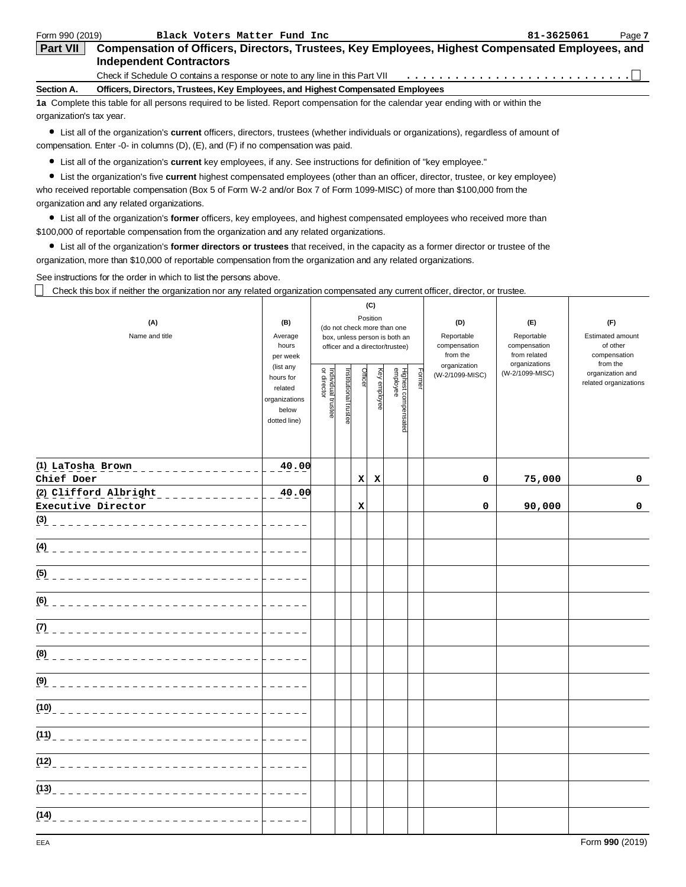Form 990 (2019) **Black Voters Matter Fund Inc** **81-3625061**

## Part VII Compensation of Officers, Directors, Trustees, Key Employees, Highest Compensated Employees, and Independent Contractors

Check if Schedule O contains a response or note to any line in this Part VII . . . . . . . . . . . . . . . . . . . . . . . . . . . . ☐

**Section A. Officers, Directors, Trustees, Key Employees, and Highest Compensated Employees**

**1a** Complete this table for all persons required to be listed. Report compensation for the calendar year ending with or within the organization's tax year.

- List all of the organization's **current** officers, directors, trustees (whether individuals or organizations), regardless of amount of compensation. Enter -0- in columns (D), (E), and (F) if no compensation was paid.
- List all of the organization's **current** key employees, if any. See instructions for definition of "key employee."
- List the organization's five **current** highest compensated employees (other than an officer, director, trustee, or key employee) who received reportable compensation (Box 5 of Form W-2 and/or Box 7 of Form 1099-MISC) of more than $100,000 from the organization and any related organizations.
- List all of the organization's **former** officers, key employees, and highest compensated employees who received more than $100,000 of reportable compensation from the organization and any related organizations.
- List all of the organization's **former directors or trustees** that received, in the capacity as a former director or trustee of the organization, more than $10,000 of reportable compensation from the organization and any related organizations.

See instructions for the order in which to list the persons above.

☐ Check this box if neither the organization nor any related organization compensated any current officer, director, or trustee.

| (A) Name and title | (B) Average hours per week (list any hours for related organizations below dotted line) | (C) Position (do not check more than one box, unless person is both an officer and a director/trustee) | | | | | | (D) Reportable compensation from the organization (W-2/1099-MISC) | (E) Reportable compensation from related organizations (W-2/1099-MISC) | (F) Estimated amount of other compensation from the organization and related organizations |
|---|---|---|---|---|---|---|---|---|---|---|
| | | Individual trustee or director | Institutional trustee | Officer | Key employee | Highest compensated employee | Former | | | |
| (1) LaTosha Brown<br>Chief Doer | 40.00 | | | X | X | | | 0 | 75,000 | 0 |
| (2) Clifford Albright<br>Executive Director | 40.00 | | | X | | | | 0 | 90,000 | 0 |
| (3) | | | | | | | | | | |
| (4) | | | | | | | | | | |
| (5) | | | | | | | | | | |
| (6) | | | | | | | | | | |
| (7) | | | | | | | | | | |
| (8) | | | | | | | | | | |
| (9) | | | | | | | | | | |
| (10) | | | | | | | | | | |
| (11) | | | | | | | | | | |
| (12) | | | | | | | | | | |
| (13) | | | | | | | | | | |
| (14) | | | | | | | | | | |

EEA Form **990** (2019)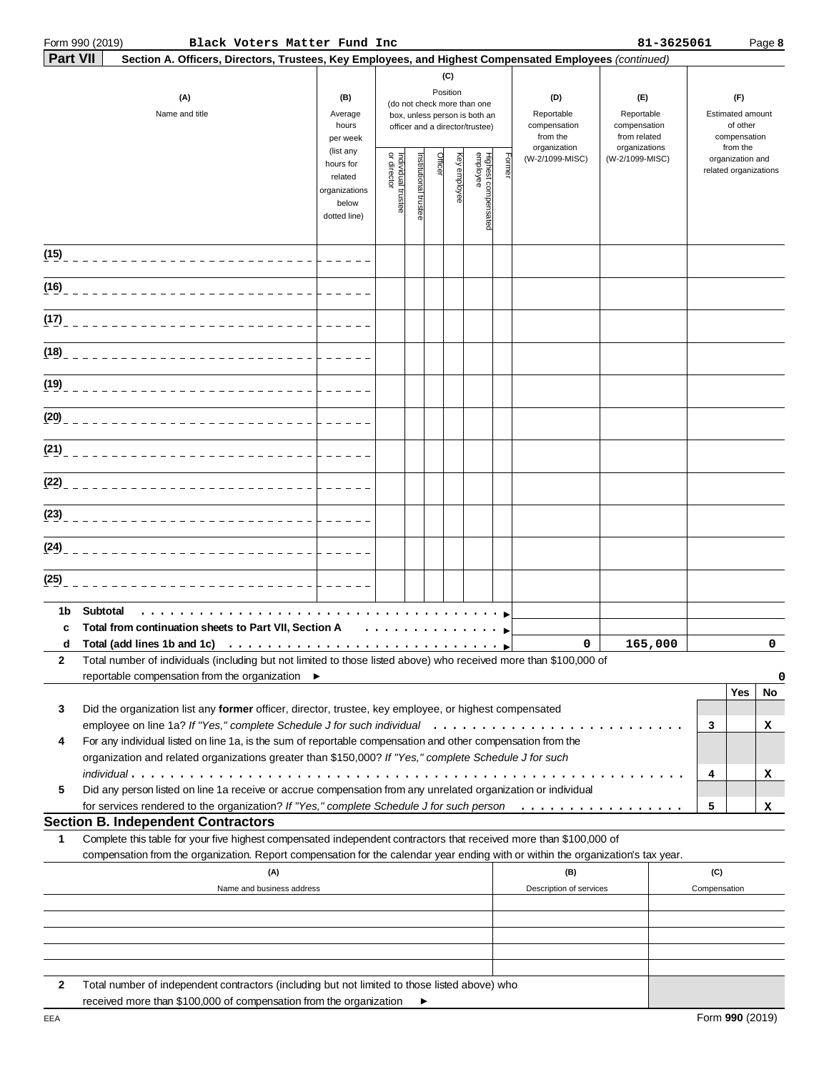Form 990 (2019) **Black Voters Matter Fund Inc** **81-3625061** Page **8**

**Part VII** **Section A. Officers, Directors, Trustees, Key Employees, and Highest Compensated Employees** *(continued)*

| (A) Name and title | (B) Average hours per week (list any hours for related organizations below dotted line) | (C) Position (do not check more than one box, unless person is both an officer and a director/trustee) Individual trustee or director | Institutional trustee | Officer | Key employee | Highest compensated employee | Former | (D) Reportable compensation from the organization (W-2/1099-MISC) | (E) Reportable compensation from related organizations (W-2/1099-MISC) | (F) Estimated amount of other compensation from the organization and related organizations |
|---|---|---|---|---|---|---|---|---|---|---|
| (15) | | | | | | | | | | |
| (16) | | | | | | | | | | |
| (17) | | | | | | | | | | |
| (18) | | | | | | | | | | |
| (19) | | | | | | | | | | |
| (20) | | | | | | | | | | |
| (21) | | | | | | | | | | |
| (22) | | | | | | | | | | |
| (23) | | | | | | | | | | |
| (24) | | | | | | | | | | |
| (25) | | | | | | | | | | |

| | | (D) | (E) | (F) |
|---|---|---|---|---|
| **1b** | **Subtotal** | | | |
| **c** | **Total from continuation sheets to Part VII, Section A** | | | |
| **d** | **Total (add lines 1b and 1c)** | 0 | 165,000 | 0 |

**2** Total number of individuals (including but not limited to those listed above) who received more than $100,000 of reportable compensation from the organization ► 0

| | | | Yes | No |
|---|---|---|---|---|
| **3** | Did the organization list any **former** officer, director, trustee, key employee, or highest compensated employee on line 1a? *If "Yes," complete Schedule J for such individual* | 3 | | X |
| **4** | For any individual listed on line 1a, is the sum of reportable compensation and other compensation from the organization and related organizations greater than $150,000? *If "Yes," complete Schedule J for such individual* | 4 | | X |
| **5** | Did any person listed on line 1a receive or accrue compensation from any unrelated organization or individual for services rendered to the organization? *If "Yes," complete Schedule J for such person* | 5 | | X |

## Section B. Independent Contractors

**1** Complete this table for your five highest compensated independent contractors that received more than $100,000 of compensation from the organization. Report compensation for the calendar year ending with or within the organization's tax year.

| (A) Name and business address | (B) Description of services | (C) Compensation |
|---|---|---|
| | | |
| | | |
| | | |
| | | |
| | | |

**2** Total number of independent contractors (including but not limited to those listed above) who received more than $100,000 of compensation from the organization ►

EEA Form **990** (2019)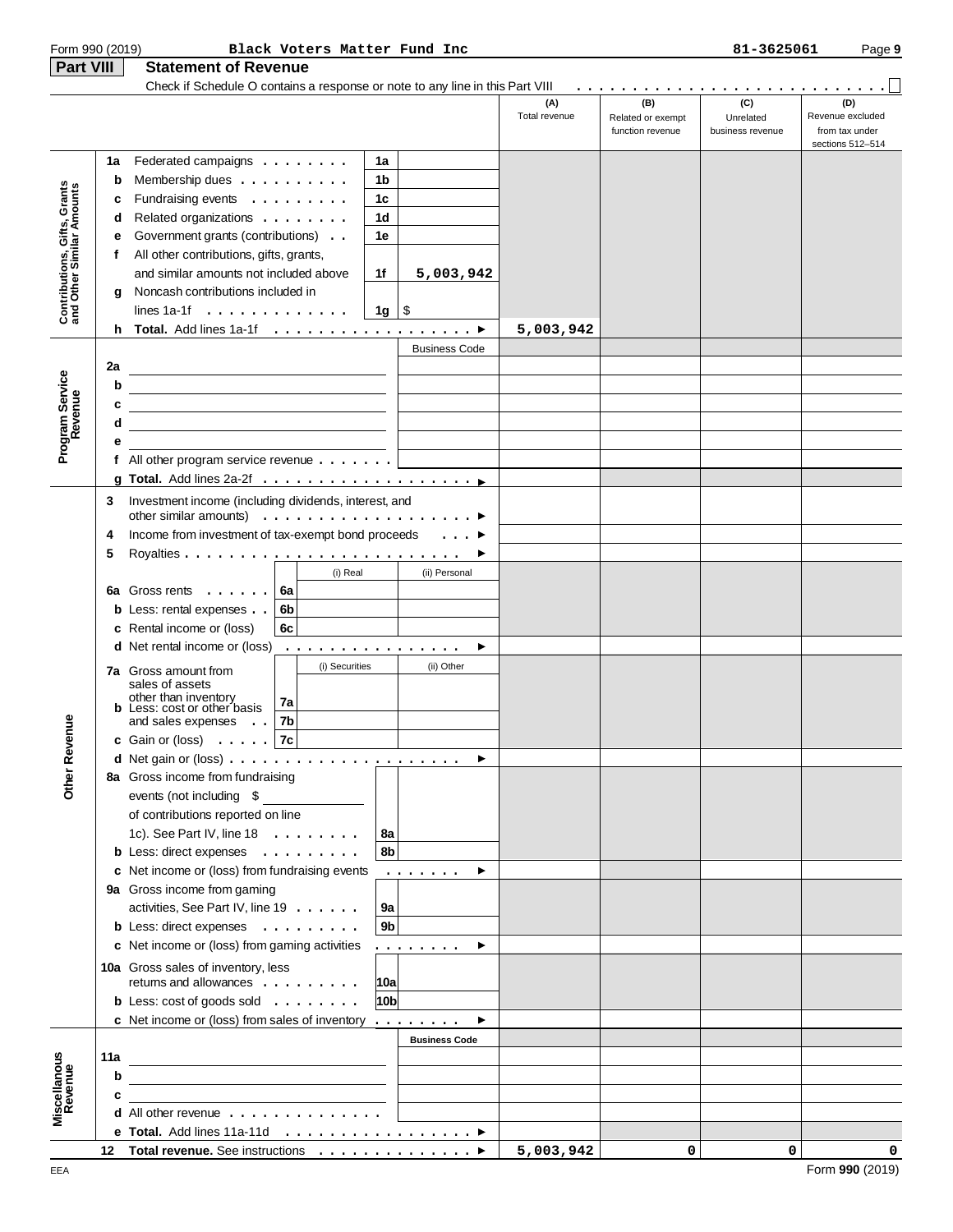Form 990 (2019) Black Voters Matter Fund Inc 81-3625061

## Part VIII Statement of Revenue

Check if Schedule O contains a response or note to any line in this Part VIII . . . . . . . . . . . . . . . . . . . . . . . . . . . ☐

| | | | | (A) Total revenue | (B) Related or exempt function revenue | (C) Unrelated business revenue | (D) Revenue excluded from tax under sections 512–514 |
|---|---|---|---|---|---|---|---|
| **Contributions, Gifts, Grants and Other Similar Amounts** | 1a Federated campaigns | 1a | | | | | |
| | b Membership dues | 1b | | | | | |
| | c Fundraising events | 1c | | | | | |
| | d Related organizations | 1d | | | | | |
| | e Government grants (contributions) | 1e | | | | | |
| | f All other contributions, gifts, grants, and similar amounts not included above | 1f | 5,003,942 | | | | |
| | g Noncash contributions included in lines 1a-1f | 1g | $ | | | | |
| | h **Total.** Add lines 1a-1f ▶ | | | 5,003,942 | | | |
| **Program Service Revenue** | | | Business Code | | | | |
| | 2a | | | | | | |
| | b | | | | | | |
| | c | | | | | | |
| | d | | | | | | |
| | e | | | | | | |
| | f All other program service revenue | | | | | | |
| | g **Total.** Add lines 2a-2f ▶ | | | | | | |
| **Other Revenue** | 3 Investment income (including dividends, interest, and other similar amounts) ▶ | | | | | | |
| | 4 Income from investment of tax-exempt bond proceeds ▶ | | | | | | |
| | 5 Royalties ▶ | | | | | | |
| | | | (i) Real | (ii) Personal | | | |
| | 6a Gross rents | 6a | | | | | |
| | b Less: rental expenses | 6b | | | | | |
| | c Rental income or (loss) | 6c | | | | | |
| | d Net rental income or (loss) ▶ | | | | | | |
| | | | (i) Securities | (ii) Other | | | |
| | 7a Gross amount from sales of assets other than inventory | 7a | | | | | |
| | b Less: cost or other basis and sales expenses | 7b | | | | | |
| | c Gain or (loss) | 7c | | | | | |
| | d Net gain or (loss) ▶ | | | | | | |
| | 8a Gross income from fundraising events (not including $ of contributions reported on line 1c). See Part IV, line 18 | 8a | | | | | |
| | b Less: direct expenses | 8b | | | | | |
| | c Net income or (loss) from fundraising events ▶ | | | | | | |
| | 9a Gross income from gaming activities, See Part IV, line 19 | 9a | | | | | |
| | b Less: direct expenses | 9b | | | | | |
| | c Net income or (loss) from gaming activities ▶ | | | | | | |
| | 10a Gross sales of inventory, less returns and allowances | 10a | | | | | |
| | b Less: cost of goods sold | 10b | | | | | |
| | c Net income or (loss) from sales of inventory ▶ | | | | | | |
| **Miscellaneous Revenue** | | | **Business Code** | | | | |
| | 11a | | | | | | |
| | b | | | | | | |
| | c | | | | | | |
| | d All other revenue | | | | | | |
| | e **Total.** Add lines 11a-11d ▶ | | | | | | |
| | 12 **Total revenue.** See instructions ▶ | | | 5,003,942 | 0 | 0 | 0 |

Form **990** (2019)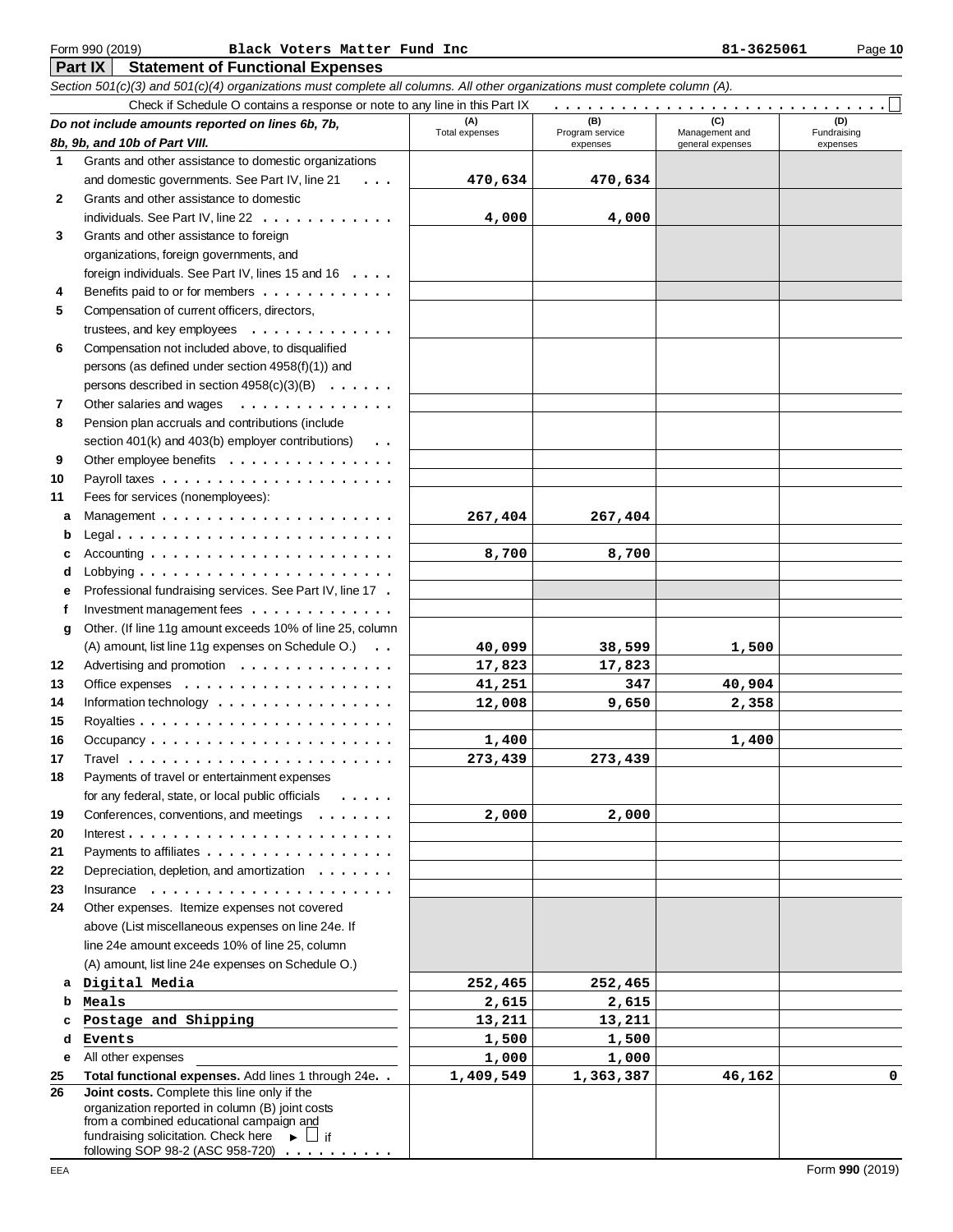Form 990 (2019) Black Voters Matter Fund Inc 81-3625061

## Part IX Statement of Functional Expenses

*Section 501(c)(3) and 501(c)(4) organizations must complete all columns. All other organizations must complete column (A).*

Check if Schedule O contains a response or note to any line in this Part IX . . . . . . . . . . ☐

| *Do not include amounts reported on lines 6b, 7b, 8b, 9b, and 10b of Part VIII.* | (A) Total expenses | (B) Program service expenses | (C) Management and general expenses | (D) Fundraising expenses |
|---|---|---|---|---|
| 1 Grants and other assistance to domestic organizations and domestic governments. See Part IV, line 21 | 470,634 | 470,634 | | |
| 2 Grants and other assistance to domestic individuals. See Part IV, line 22 | 4,000 | 4,000 | | |
| 3 Grants and other assistance to foreign organizations, foreign governments, and foreign individuals. See Part IV, lines 15 and 16 | | | | |
| 4 Benefits paid to or for members | | | | |
| 5 Compensation of current officers, directors, trustees, and key employees | | | | |
| 6 Compensation not included above, to disqualified persons (as defined under section 4958(f)(1)) and persons described in section 4958(c)(3)(B) | | | | |
| 7 Other salaries and wages | | | | |
| 8 Pension plan accruals and contributions (include section 401(k) and 403(b) employer contributions) | | | | |
| 9 Other employee benefits | | | | |
| 10 Payroll taxes | | | | |
| 11 Fees for services (nonemployees): | | | | |
| a Management | 267,404 | 267,404 | | |
| b Legal | | | | |
| c Accounting | 8,700 | 8,700 | | |
| d Lobbying | | | | |
| e Professional fundraising services. See Part IV, line 17 | | | | |
| f Investment management fees | | | | |
| g Other. (If line 11g amount exceeds 10% of line 25, column (A) amount, list line 11g expenses on Schedule O.) | 40,099 | 38,599 | 1,500 | |
| 12 Advertising and promotion | 17,823 | 17,823 | | |
| 13 Office expenses | 41,251 | 347 | 40,904 | |
| 14 Information technology | 12,008 | 9,650 | 2,358 | |
| 15 Royalties | | | | |
| 16 Occupancy | 1,400 | | 1,400 | |
| 17 Travel | 273,439 | 273,439 | | |
| 18 Payments of travel or entertainment expenses for any federal, state, or local public officials | | | | |
| 19 Conferences, conventions, and meetings | 2,000 | 2,000 | | |
| 20 Interest | | | | |
| 21 Payments to affiliates | | | | |
| 22 Depreciation, depletion, and amortization | | | | |
| 23 Insurance | | | | |
| 24 Other expenses. Itemize expenses not covered above (List miscellaneous expenses on line 24e. If line 24e amount exceeds 10% of line 25, column (A) amount, list line 24e expenses on Schedule O.) | | | | |
| a Digital Media | 252,465 | 252,465 | | |
| b Meals | 2,615 | 2,615 | | |
| c Postage and Shipping | 13,211 | 13,211 | | |
| d Events | 1,500 | 1,500 | | |
| e All other expenses | 1,000 | 1,000 | | |
| **25 Total functional expenses.** Add lines 1 through 24e | 1,409,549 | 1,363,387 | 46,162 | 0 |
| **26 Joint costs.** Complete this line only if the organization reported in column (B) joint costs from a combined educational campaign and fundraising solicitation. Check here ► ☐ if following SOP 98-2 (ASC 958-720) | | | | |

Form **990** (2019)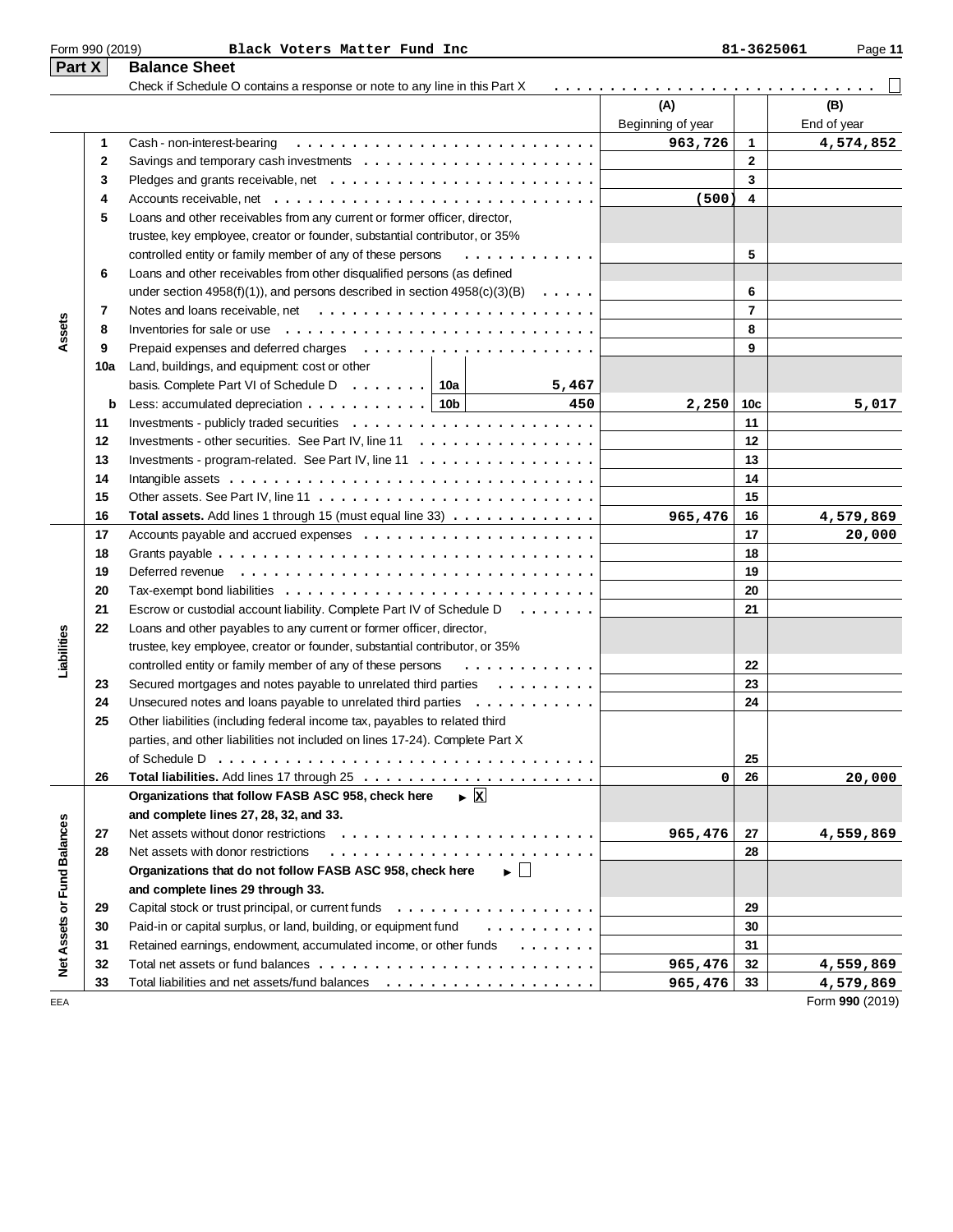Form 990 (2019) Black Voters Matter Fund Inc 81-3625061

## Part X Balance Sheet

Check if Schedule O contains a response or note to any line in this Part X . . . . . . . . . . ☐

| Section | Line | Description | | (A) Beginning of year | | (B) End of year |
|---|---|---|---|---|---|---|
| Assets | 1 | Cash - non-interest-bearing | | 963,726 | 1 | 4,574,852 |
| | 2 | Savings and temporary cash investments | | | 2 | |
| | 3 | Pledges and grants receivable, net | | | 3 | |
| | 4 | Accounts receivable, net | | (500) | 4 | |
| | 5 | Loans and other receivables from any current or former officer, director, trustee, key employee, creator or founder, substantial contributor, or 35% controlled entity or family member of any of these persons | | | 5 | |
| | 6 | Loans and other receivables from other disqualified persons (as defined under section 4958(f)(1)), and persons described in section 4958(c)(3)(B) | | | 6 | |
| | 7 | Notes and loans receivable, net | | | 7 | |
| | 8 | Inventories for sale or use | | | 8 | |
| | 9 | Prepaid expenses and deferred charges | | | 9 | |
| | 10a | Land, buildings, and equipment: cost or other basis. Complete Part VI of Schedule D | 10a: 5,467 | | | |
| | b | Less: accumulated depreciation | 10b: 450 | 2,250 | 10c | 5,017 |
| | 11 | Investments - publicly traded securities | | | 11 | |
| | 12 | Investments - other securities. See Part IV, line 11 | | | 12 | |
| | 13 | Investments - program-related. See Part IV, line 11 | | | 13 | |
| | 14 | Intangible assets | | | 14 | |
| | 15 | Other assets. See Part IV, line 11 | | | 15 | |
| | 16 | **Total assets.** Add lines 1 through 15 (must equal line 33) | | 965,476 | 16 | 4,579,869 |
| Liabilities | 17 | Accounts payable and accrued expenses | | | 17 | 20,000 |
| | 18 | Grants payable | | | 18 | |
| | 19 | Deferred revenue | | | 19 | |
| | 20 | Tax-exempt bond liabilities | | | 20 | |
| | 21 | Escrow or custodial account liability. Complete Part IV of Schedule D | | | 21 | |
| | 22 | Loans and other payables to any current or former officer, director, trustee, key employee, creator or founder, substantial contributor, or 35% controlled entity or family member of any of these persons | | | 22 | |
| | 23 | Secured mortgages and notes payable to unrelated third parties | | | 23 | |
| | 24 | Unsecured notes and loans payable to unrelated third parties | | | 24 | |
| | 25 | Other liabilities (including federal income tax, payables to related third parties, and other liabilities not included on lines 17-24). Complete Part X of Schedule D | | | 25 | |
| | 26 | **Total liabilities.** Add lines 17 through 25 | | 0 | 26 | 20,000 |
| Net Assets or Fund Balances | | **Organizations that follow FASB ASC 958, check here** ► ☒ **and complete lines 27, 28, 32, and 33.** | | | | |
| | 27 | Net assets without donor restrictions | | 965,476 | 27 | 4,559,869 |
| | 28 | Net assets with donor restrictions | | | 28 | |
| | | **Organizations that do not follow FASB ASC 958, check here** ► ☐ **and complete lines 29 through 33.** | | | | |
| | 29 | Capital stock or trust principal, or current funds | | | 29 | |
| | 30 | Paid-in or capital surplus, or land, building, or equipment fund | | | 30 | |
| | 31 | Retained earnings, endowment, accumulated income, or other funds | | | 31 | |
| | 32 | Total net assets or fund balances | | 965,476 | 32 | 4,559,869 |
| | 33 | Total liabilities and net assets/fund balances | | 965,476 | 33 | 4,579,869 |

Form **990** (2019)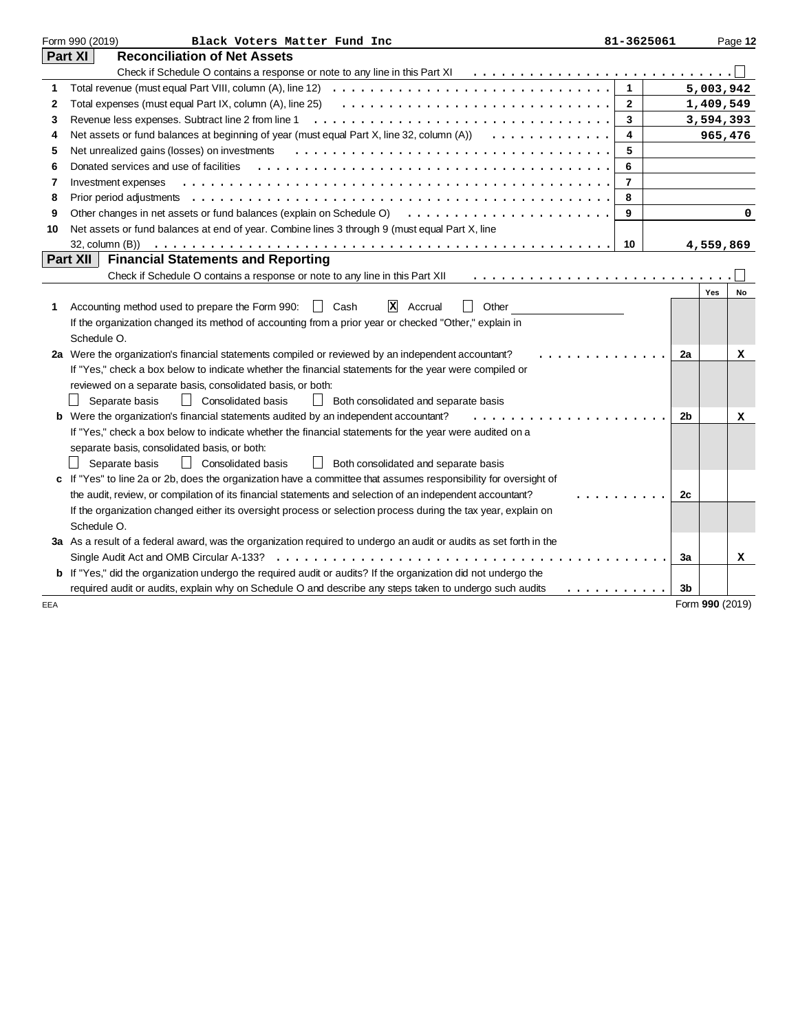Form 990 (2019) Black Voters Matter Fund Inc 81-3625061

## Part XI Reconciliation of Net Assets

Check if Schedule O contains a response or note to any line in this Part XI ☐

| | | | |
|---|---|---|---|
| 1 | Total revenue (must equal Part VIII, column (A), line 12) | 1 | 5,003,942 |
| 2 | Total expenses (must equal Part IX, column (A), line 25) | 2 | 1,409,549 |
| 3 | Revenue less expenses. Subtract line 2 from line 1 | 3 | 3,594,393 |
| 4 | Net assets or fund balances at beginning of year (must equal Part X, line 32, column (A)) | 4 | 965,476 |
| 5 | Net unrealized gains (losses) on investments | 5 | |
| 6 | Donated services and use of facilities | 6 | |
| 7 | Investment expenses | 7 | |
| 8 | Prior period adjustments | 8 | |
| 9 | Other changes in net assets or fund balances (explain on Schedule O) | 9 | 0 |
| 10 | Net assets or fund balances at end of year. Combine lines 3 through 9 (must equal Part X, line 32, column (B)) | 10 | 4,559,869 |

## Part XII Financial Statements and Reporting

Check if Schedule O contains a response or note to any line in this Part XII ☐

| | | | Yes | No |
|---|---|---|---|---|
| 1 | Accounting method used to prepare the Form 990: ☐ Cash ☒ Accrual ☐ Other<br>If the organization changed its method of accounting from a prior year or checked "Other," explain in Schedule O. | | | |
| 2a | Were the organization's financial statements compiled or reviewed by an independent accountant? | 2a | | X |
| | If "Yes," check a box below to indicate whether the financial statements for the year were compiled or reviewed on a separate basis, consolidated basis, or both:<br>☐ Separate basis ☐ Consolidated basis ☐ Both consolidated and separate basis | | | |
| b | Were the organization's financial statements audited by an independent accountant? | 2b | | X |
| | If "Yes," check a box below to indicate whether the financial statements for the year were audited on a separate basis, consolidated basis, or both:<br>☐ Separate basis ☐ Consolidated basis ☐ Both consolidated and separate basis | | | |
| c | If "Yes" to line 2a or 2b, does the organization have a committee that assumes responsibility for oversight of the audit, review, or compilation of its financial statements and selection of an independent accountant? | 2c | | |
| | If the organization changed either its oversight process or selection process during the tax year, explain on Schedule O. | | | |
| 3a | As a result of a federal award, was the organization required to undergo an audit or audits as set forth in the Single Audit Act and OMB Circular A-133? | 3a | | X |
| b | If "Yes," did the organization undergo the required audit or audits? If the organization did not undergo the required audit or audits, explain why on Schedule O and describe any steps taken to undergo such audits | 3b | | |

Form 990 (2019)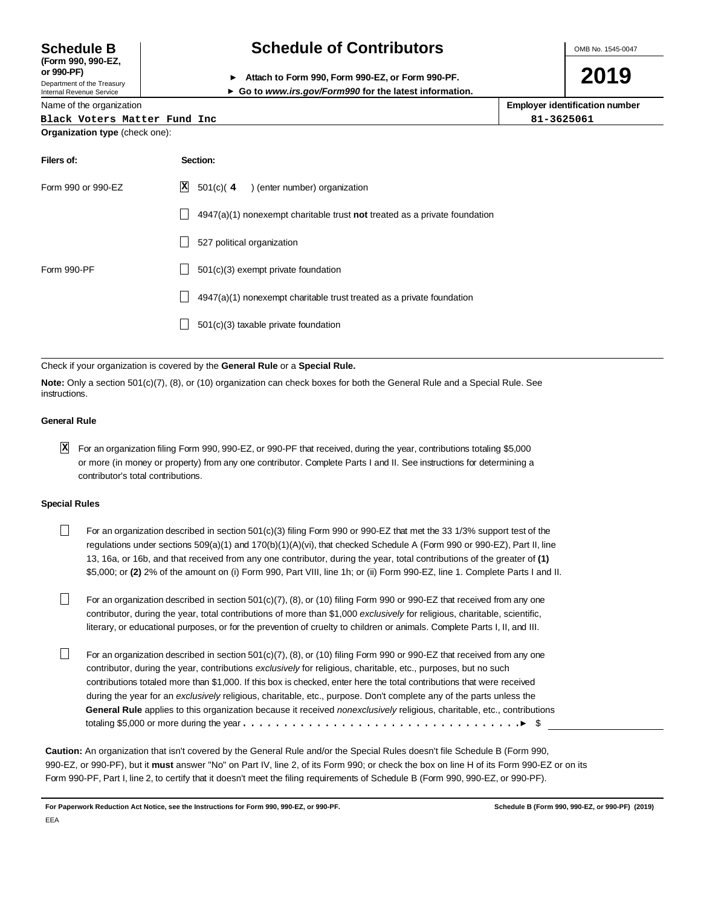**Schedule B**
**(Form 990, 990-EZ, or 990-PF)**
Department of the Treasury
Internal Revenue Service

# Schedule of Contributors

► **Attach to Form 990, Form 990-EZ, or Form 990-PF.**
► **Go to *www.irs.gov/Form990* for the latest information.**

OMB No. 1545-0047

**2019**

| Name of the organization | Employer identification number |
|---|---|
| Black Voters Matter Fund Inc | 81-3625061 |

**Organization type** (check one):

| Filers of: | Section: |
|---|---|
| Form 990 or 990-EZ | [X] 501(c)( **4** ) (enter number) organization |
| | [ ] 4947(a)(1) nonexempt charitable trust **not** treated as a private foundation |
| | [ ] 527 political organization |
| Form 990-PF | [ ] 501(c)(3) exempt private foundation |
| | [ ] 4947(a)(1) nonexempt charitable trust treated as a private foundation |
| | [ ] 501(c)(3) taxable private foundation |

Check if your organization is covered by the **General Rule** or a **Special Rule.**

**Note:** Only a section 501(c)(7), (8), or (10) organization can check boxes for both the General Rule and a Special Rule. See instructions.

### General Rule

[X] For an organization filing Form 990, 990-EZ, or 990-PF that received, during the year, contributions totaling $5,000 or more (in money or property) from any one contributor. Complete Parts I and II. See instructions for determining a contributor's total contributions.

### Special Rules

[ ] For an organization described in section 501(c)(3) filing Form 990 or 990-EZ that met the 33 1/3% support test of the regulations under sections 509(a)(1) and 170(b)(1)(A)(vi), that checked Schedule A (Form 990 or 990-EZ), Part II, line 13, 16a, or 16b, and that received from any one contributor, during the year, total contributions of the greater of **(1)** $5,000; or **(2)** 2% of the amount on (i) Form 990, Part VIII, line 1h; or (ii) Form 990-EZ, line 1. Complete Parts I and II.

[ ] For an organization described in section 501(c)(7), (8), or (10) filing Form 990 or 990-EZ that received from any one contributor, during the year, total contributions of more than $1,000 *exclusively* for religious, charitable, scientific, literary, or educational purposes, or for the prevention of cruelty to children or animals. Complete Parts I, II, and III.

[ ] For an organization described in section 501(c)(7), (8), or (10) filing Form 990 or 990-EZ that received from any one contributor, during the year, contributions *exclusively* for religious, charitable, etc., purposes, but no such contributions totaled more than $1,000. If this box is checked, enter here the total contributions that were received during the year for an *exclusively* religious, charitable, etc., purpose. Don't complete any of the parts unless the **General Rule** applies to this organization because it received *nonexclusively* religious, charitable, etc., contributions totaling $5,000 or more during the year . . . . . . . . . . . . . . . . . . . . . . . . . . . . . . . . . . . ► $ ____________

**Caution:** An organization that isn't covered by the General Rule and/or the Special Rules doesn't file Schedule B (Form 990, 990-EZ, or 990-PF), but it **must** answer "No" on Part IV, line 2, of its Form 990; or check the box on line H of its Form 990-EZ or on its Form 990-PF, Part I, line 2, to certify that it doesn't meet the filing requirements of Schedule B (Form 990, 990-EZ, or 990-PF).

**For Paperwork Reduction Act Notice, see the Instructions for Form 990, 990-EZ, or 990-PF.** **Schedule B (Form 990, 990-EZ, or 990-PF) (2019)**

EEA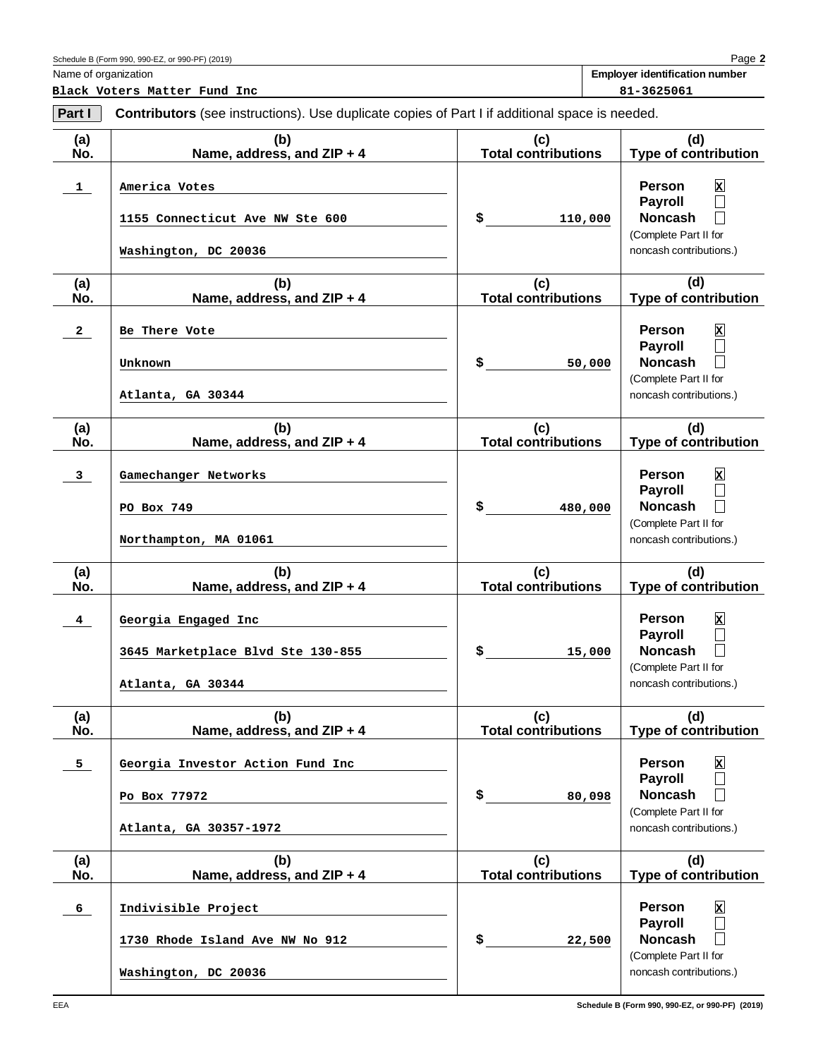Schedule B (Form 990, 990-EZ, or 990-PF) (2019) Page **2**

| Name of organization | Employer identification number |
| --- | --- |
| Black Voters Matter Fund Inc | 81-3625061 |

**Part I** **Contributors** (see instructions). Use duplicate copies of Part I if additional space is needed.

| (a) No. | (b) Name, address, and ZIP + 4 | (c) Total contributions | (d) Type of contribution |
| --- | --- | --- | --- |
| 1 | America Votes<br>1155 Connecticut Ave NW Ste 600<br>Washington, DC 20036 | $ 110,000 | Person [X]<br>Payroll [ ]<br>Noncash [ ]<br>(Complete Part II for noncash contributions.) |
| 2 | Be There Vote<br>Unknown<br>Atlanta, GA 30344 | $ 50,000 | Person [X]<br>Payroll [ ]<br>Noncash [ ]<br>(Complete Part II for noncash contributions.) |
| 3 | Gamechanger Networks<br>PO Box 749<br>Northampton, MA 01061 | $ 480,000 | Person [X]<br>Payroll [ ]<br>Noncash [ ]<br>(Complete Part II for noncash contributions.) |
| 4 | Georgia Engaged Inc<br>3645 Marketplace Blvd Ste 130-855<br>Atlanta, GA 30344 | $ 15,000 | Person [X]<br>Payroll [ ]<br>Noncash [ ]<br>(Complete Part II for noncash contributions.) |
| 5 | Georgia Investor Action Fund Inc<br>Po Box 77972<br>Atlanta, GA 30357-1972 | $ 80,098 | Person [X]<br>Payroll [ ]<br>Noncash [ ]<br>(Complete Part II for noncash contributions.) |
| 6 | Indivisible Project<br>1730 Rhode Island Ave NW No 912<br>Washington, DC 20036 | $ 22,500 | Person [X]<br>Payroll [ ]<br>Noncash [ ]<br>(Complete Part II for noncash contributions.) |

EEA Schedule B (Form 990, 990-EZ, or 990-PF) (2019)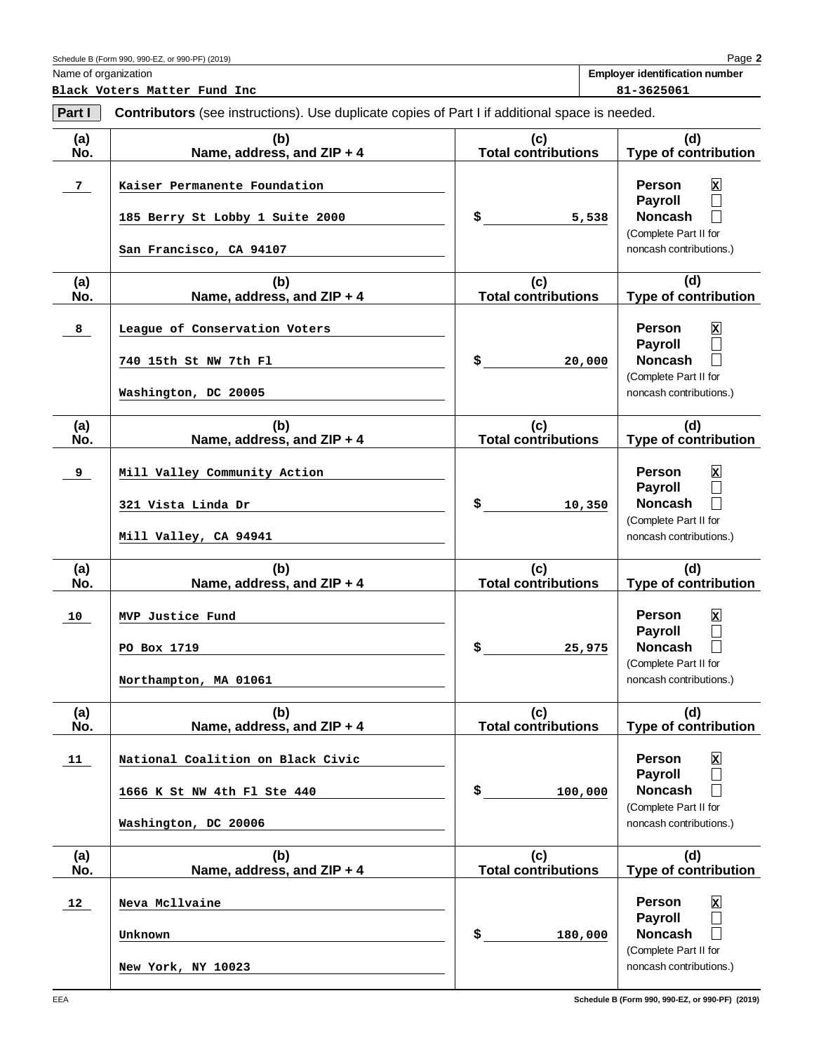Name of organization: **Black Voters Matter Fund Inc**

Employer identification number: **81-3625061**

**Part I** **Contributors** (see instructions). Use duplicate copies of Part I if additional space is needed.

| (a) No. | (b) Name, address, and ZIP + 4 | (c) Total contributions | (d) Type of contribution |
|---|---|---|---|
| 7 | Kaiser Permanente Foundation<br>185 Berry St Lobby 1 Suite 2000<br>San Francisco, CA 94107 | $ 5,538 | Person [X]<br>Payroll [ ]<br>Noncash [ ]<br>(Complete Part II for noncash contributions.) |
| 8 | League of Conservation Voters<br>740 15th St NW 7th Fl<br>Washington, DC 20005 | $ 20,000 | Person [X]<br>Payroll [ ]<br>Noncash [ ]<br>(Complete Part II for noncash contributions.) |
| 9 | Mill Valley Community Action<br>321 Vista Linda Dr<br>Mill Valley, CA 94941 | $ 10,350 | Person [X]<br>Payroll [ ]<br>Noncash [ ]<br>(Complete Part II for noncash contributions.) |
| 10 | MVP Justice Fund<br>PO Box 1719<br>Northampton, MA 01061 | $ 25,975 | Person [X]<br>Payroll [ ]<br>Noncash [ ]<br>(Complete Part II for noncash contributions.) |
| 11 | National Coalition on Black Civic<br>1666 K St NW 4th Fl Ste 440<br>Washington, DC 20006 | $ 100,000 | Person [X]<br>Payroll [ ]<br>Noncash [ ]<br>(Complete Part II for noncash contributions.) |
| 12 | Neva Mcllvaine<br>Unknown<br>New York, NY 10023 | $ 180,000 | Person [X]<br>Payroll [ ]<br>Noncash [ ]<br>(Complete Part II for noncash contributions.) |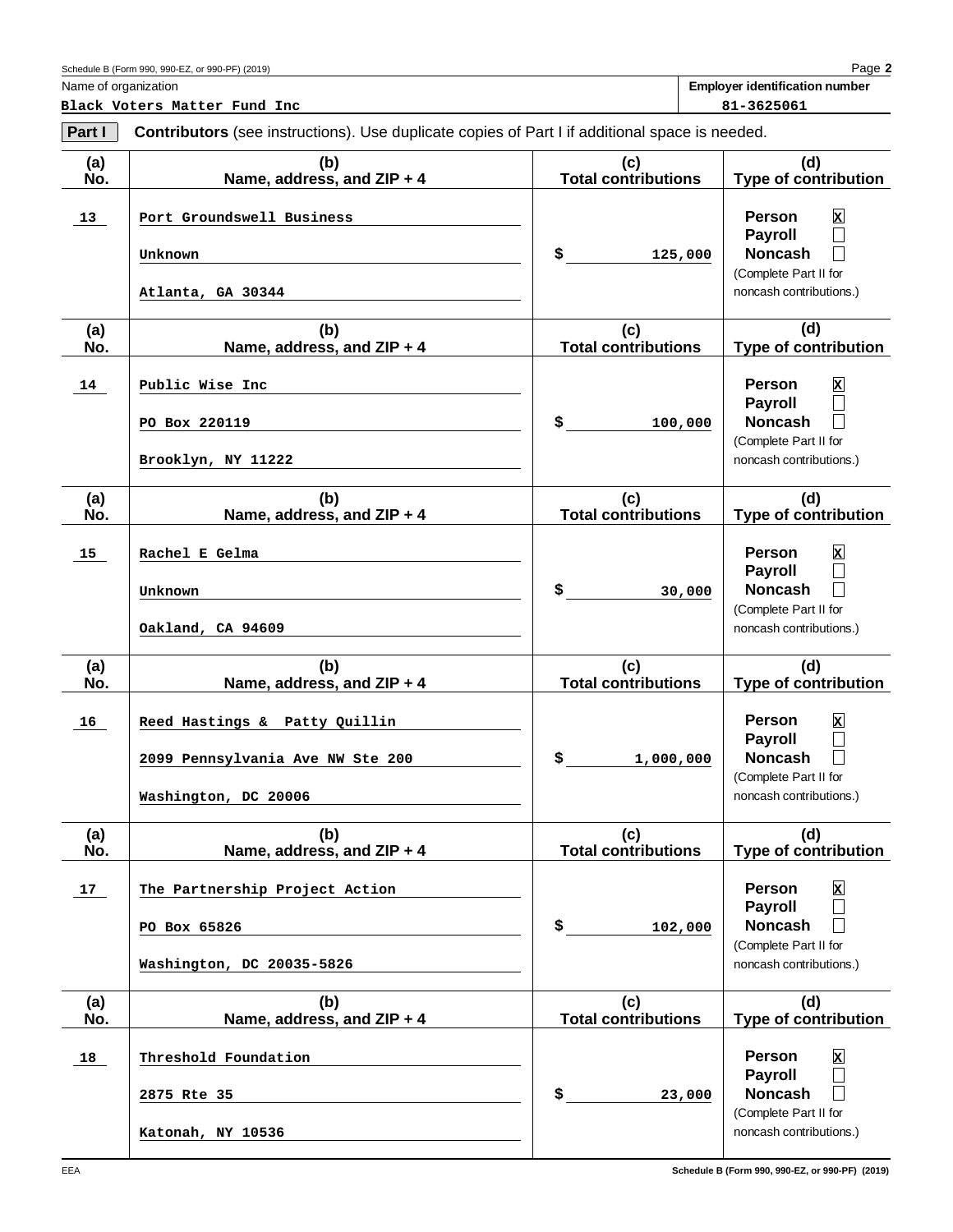Schedule B (Form 990, 990-EZ, or 990-PF) (2019) Page **2**

| Name of organization | Employer identification number |
|---|---|
| Black Voters Matter Fund Inc | 81-3625061 |

**Part I** **Contributors** (see instructions). Use duplicate copies of Part I if additional space is needed.

| (a) No. | (b) Name, address, and ZIP + 4 | (c) Total contributions | (d) Type of contribution |
|---|---|---|---|
| 13 | Port Groundswell Business<br>Unknown<br>Atlanta, GA 30344 | $ 125,000 | Person [X]<br>Payroll [ ]<br>Noncash [ ]<br>(Complete Part II for noncash contributions.) |
| 14 | Public Wise Inc<br>PO Box 220119<br>Brooklyn, NY 11222 | $ 100,000 | Person [X]<br>Payroll [ ]<br>Noncash [ ]<br>(Complete Part II for noncash contributions.) |
| 15 | Rachel E Gelma<br>Unknown<br>Oakland, CA 94609 | $ 30,000 | Person [X]<br>Payroll [ ]<br>Noncash [ ]<br>(Complete Part II for noncash contributions.) |
| 16 | Reed Hastings & Patty Quillin<br>2099 Pennsylvania Ave NW Ste 200<br>Washington, DC 20006 | $ 1,000,000 | Person [X]<br>Payroll [ ]<br>Noncash [ ]<br>(Complete Part II for noncash contributions.) |
| 17 | The Partnership Project Action<br>PO Box 65826<br>Washington, DC 20035-5826 | $ 102,000 | Person [X]<br>Payroll [ ]<br>Noncash [ ]<br>(Complete Part II for noncash contributions.) |
| 18 | Threshold Foundation<br>2875 Rte 35<br>Katonah, NY 10536 | $ 23,000 | Person [X]<br>Payroll [ ]<br>Noncash [ ]<br>(Complete Part II for noncash contributions.) |

EEA Schedule B (Form 990, 990-EZ, or 990-PF) (2019)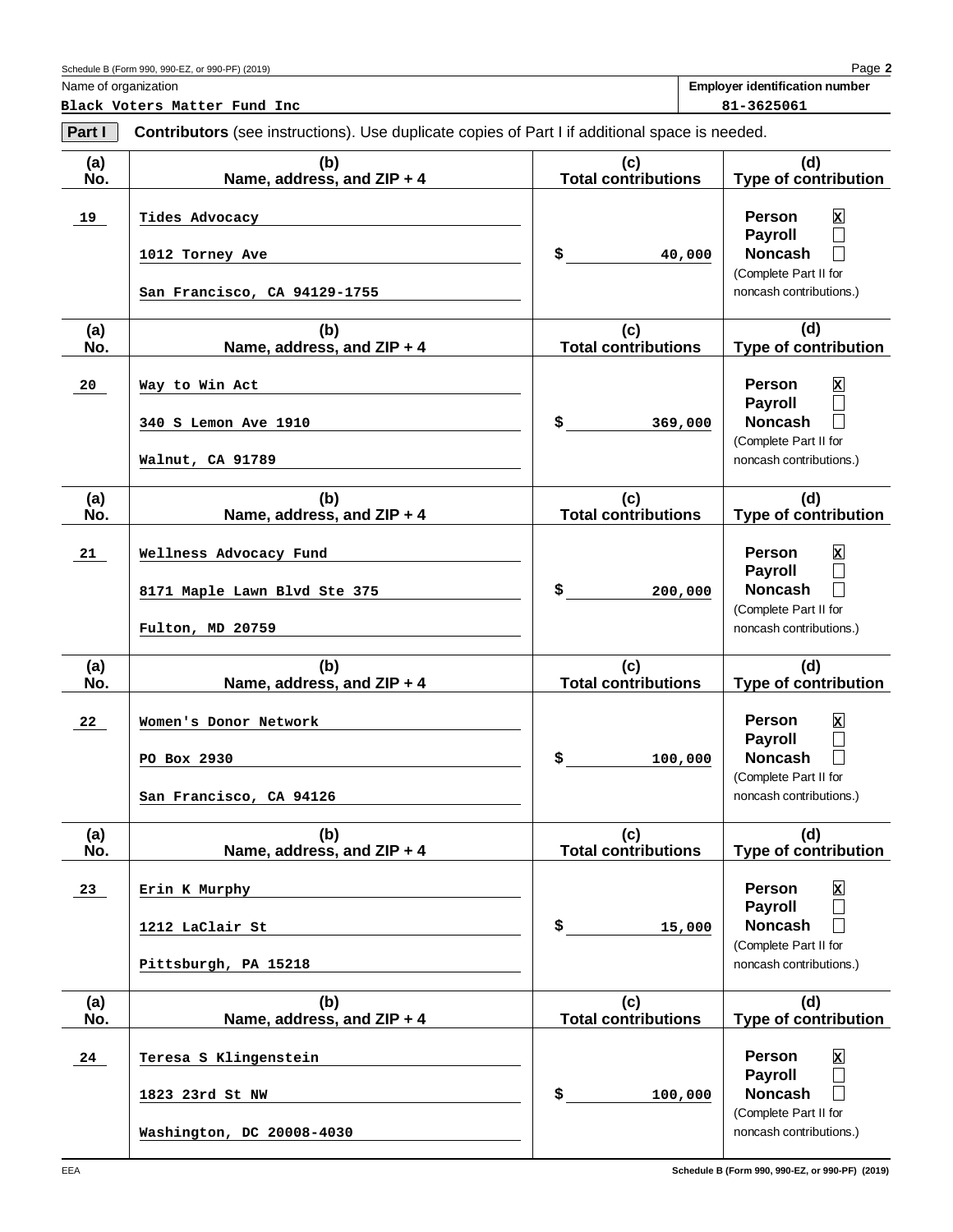Name of organization: **Black Voters Matter Fund Inc**

Employer identification number: **81-3625061**

**Part I** **Contributors** (see instructions). Use duplicate copies of Part I if additional space is needed.

| (a) No. | (b) Name, address, and ZIP + 4 | (c) Total contributions | (d) Type of contribution |
|---|---|---|---|
| 19 | Tides Advocacy<br>1012 Torney Ave<br>San Francisco, CA 94129-1755 | $ 40,000 | Person [X]<br>Payroll [ ]<br>Noncash [ ]<br>(Complete Part II for noncash contributions.) |
| 20 | Way to Win Act<br>340 S Lemon Ave 1910<br>Walnut, CA 91789 | $ 369,000 | Person [X]<br>Payroll [ ]<br>Noncash [ ]<br>(Complete Part II for noncash contributions.) |
| 21 | Wellness Advocacy Fund<br>8171 Maple Lawn Blvd Ste 375<br>Fulton, MD 20759 | $ 200,000 | Person [X]<br>Payroll [ ]<br>Noncash [ ]<br>(Complete Part II for noncash contributions.) |
| 22 | Women's Donor Network<br>PO Box 2930<br>San Francisco, CA 94126 | $ 100,000 | Person [X]<br>Payroll [ ]<br>Noncash [ ]<br>(Complete Part II for noncash contributions.) |
| 23 | Erin K Murphy<br>1212 LaClair St<br>Pittsburgh, PA 15218 | $ 15,000 | Person [X]<br>Payroll [ ]<br>Noncash [ ]<br>(Complete Part II for noncash contributions.) |
| 24 | Teresa S Klingenstein<br>1823 23rd St NW<br>Washington, DC 20008-4030 | $ 100,000 | Person [X]<br>Payroll [ ]<br>Noncash [ ]<br>(Complete Part II for noncash contributions.) |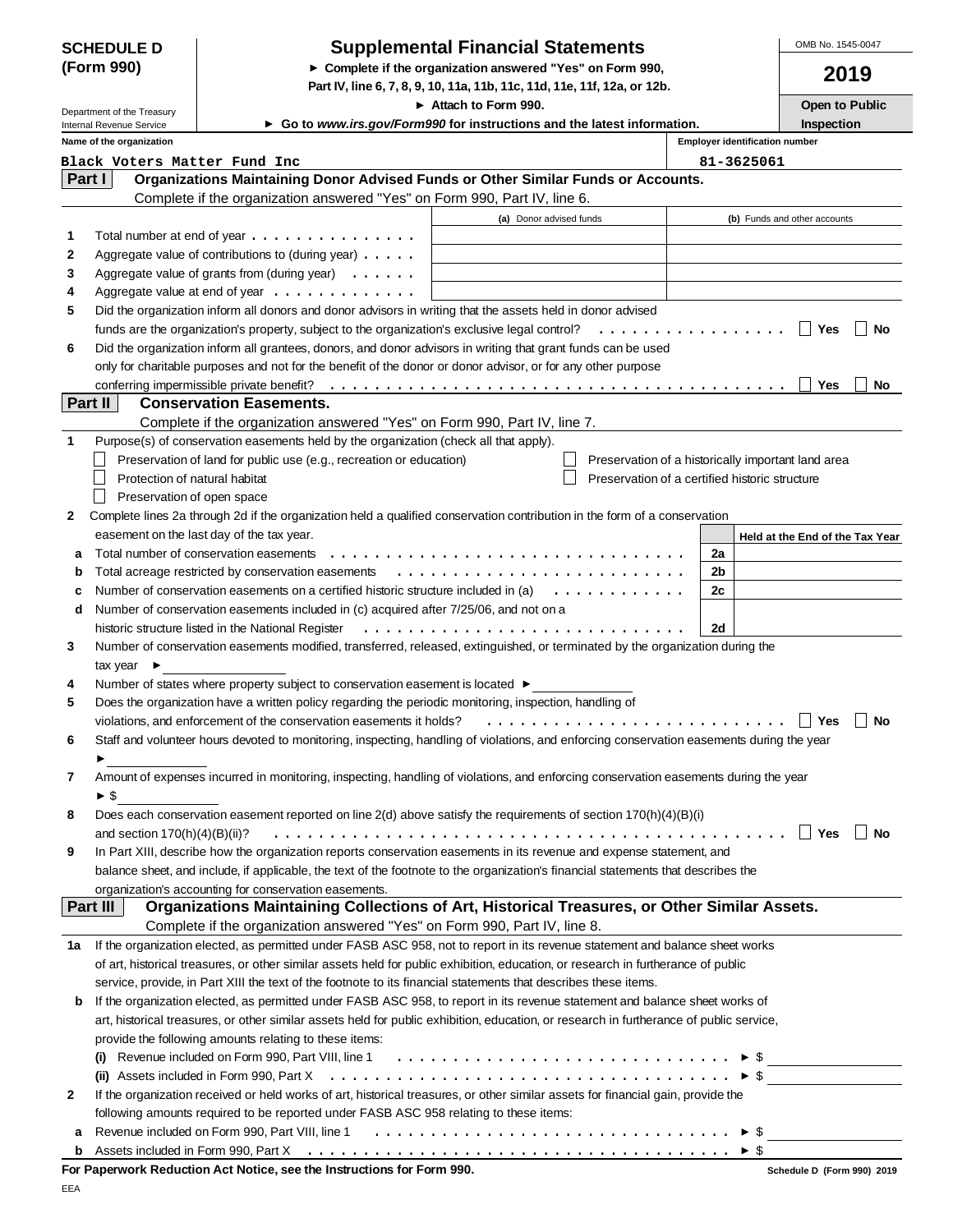**SCHEDULE D (Form 990)**

Department of the Treasury
Internal Revenue Service

# Supplemental Financial Statements

► Complete if the organization answered "Yes" on Form 990, Part IV, line 6, 7, 8, 9, 10, 11a, 11b, 11c, 11d, 11e, 11f, 12a, or 12b.

► Attach to Form 990.

► Go to *www.irs.gov/Form990* for instructions and the latest information.

OMB No. 1545-0047

**2019**

**Open to Public Inspection**

| Name of the organization | Employer identification number |
|---|---|
| Black Voters Matter Fund Inc | 81-3625061 |

## Part I Organizations Maintaining Donor Advised Funds or Other Similar Funds or Accounts.

Complete if the organization answered "Yes" on Form 990, Part IV, line 6.

| | | (a) Donor advised funds | (b) Funds and other accounts |
|---|---|---|---|
| 1 | Total number at end of year | | |
| 2 | Aggregate value of contributions to (during year) | | |
| 3 | Aggregate value of grants from (during year) | | |
| 4 | Aggregate value at end of year | | |

5 Did the organization inform all donors and donor advisors in writing that the assets held in donor advised funds are the organization's property, subject to the organization's exclusive legal control? ☐ Yes ☐ No

6 Did the organization inform all grantees, donors, and donor advisors in writing that grant funds can be used only for charitable purposes and not for the benefit of the donor or donor advisor, or for any other purpose conferring impermissible private benefit? ☐ Yes ☐ No

## Part II Conservation Easements.

Complete if the organization answered "Yes" on Form 990, Part IV, line 7.

1 Purpose(s) of conservation easements held by the organization (check all that apply).

- ☐ Preservation of land for public use (e.g., recreation or education)
- ☐ Protection of natural habitat
- ☐ Preservation of open space
- ☐ Preservation of a historically important land area
- ☐ Preservation of a certified historic structure

2 Complete lines 2a through 2d if the organization held a qualified conservation contribution in the form of a conservation easement on the last day of the tax year.

| | | | Held at the End of the Tax Year |
|---|---|---|---|
| a | Total number of conservation easements | 2a | |
| b | Total acreage restricted by conservation easements | 2b | |
| c | Number of conservation easements on a certified historic structure included in (a) | 2c | |
| d | Number of conservation easements included in (c) acquired after 7/25/06, and not on a historic structure listed in the National Register | 2d | |

3 Number of conservation easements modified, transferred, released, extinguished, or terminated by the organization during the tax year ►

4 Number of states where property subject to conservation easement is located ►

5 Does the organization have a written policy regarding the periodic monitoring, inspection, handling of violations, and enforcement of the conservation easements it holds? ☐ Yes ☐ No

6 Staff and volunteer hours devoted to monitoring, inspecting, handling of violations, and enforcing conservation easements during the year ►

7 Amount of expenses incurred in monitoring, inspecting, handling of violations, and enforcing conservation easements during the year ► $

8 Does each conservation easement reported on line 2(d) above satisfy the requirements of section 170(h)(4)(B)(i) and section 170(h)(4)(B)(ii)? ☐ Yes ☐ No

9 In Part XIII, describe how the organization reports conservation easements in its revenue and expense statement, and balance sheet, and include, if applicable, the text of the footnote to the organization's financial statements that describes the organization's accounting for conservation easements.

## Part III Organizations Maintaining Collections of Art, Historical Treasures, or Other Similar Assets.

Complete if the organization answered "Yes" on Form 990, Part IV, line 8.

1a If the organization elected, as permitted under FASB ASC 958, not to report in its revenue statement and balance sheet works of art, historical treasures, or other similar assets held for public exhibition, education, or research in furtherance of public service, provide, in Part XIII the text of the footnote to its financial statements that describes these items.

b If the organization elected, as permitted under FASB ASC 958, to report in its revenue statement and balance sheet works of art, historical treasures, or other similar assets held for public exhibition, education, or research in furtherance of public service, provide the following amounts relating to these items:

(i) Revenue included on Form 990, Part VIII, line 1 ► $

(ii) Assets included in Form 990, Part X ► $

2 If the organization received or held works of art, historical treasures, or other similar assets for financial gain, provide the following amounts required to be reported under FASB ASC 958 relating to these items:

a Revenue included on Form 990, Part VIII, line 1 ► $

b Assets included in Form 990, Part X ► $

**For Paperwork Reduction Act Notice, see the Instructions for Form 990.** Schedule D (Form 990) 2019

EEA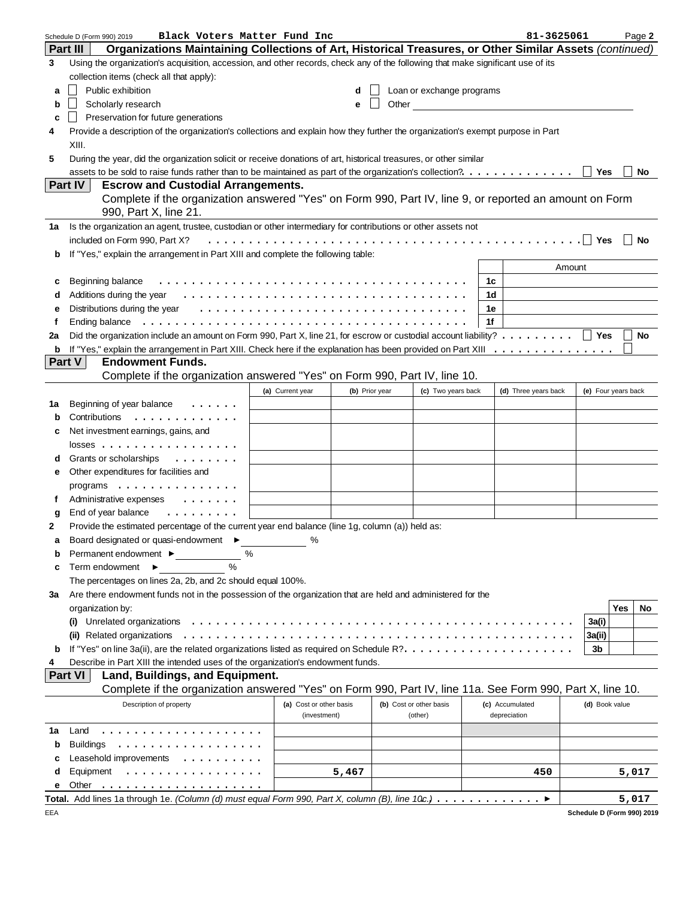Schedule D (Form 990) 2019 Black Voters Matter Fund Inc 81-3625061 Page **2**

## Part III Organizations Maintaining Collections of Art, Historical Treasures, or Other Similar Assets *(continued)*

**3** Using the organization's acquisition, accession, and other records, check any of the following that make significant use of its collection items (check all that apply):

- **a** ☐ Public exhibition
- **b** ☐ Scholarly research
- **c** ☐ Preservation for future generations
- **d** ☐ Loan or exchange programs
- **e** ☐ Other

**4** Provide a description of the organization's collections and explain how they further the organization's exempt purpose in Part XIII.

**5** During the year, did the organization solicit or receive donations of art, historical treasures, or other similar assets to be sold to raise funds rather than to be maintained as part of the organization's collection? ☐ Yes ☐ No

## Part IV Escrow and Custodial Arrangements.

Complete if the organization answered "Yes" on Form 990, Part IV, line 9, or reported an amount on Form 990, Part X, line 21.

**1a** Is the organization an agent, trustee, custodian or other intermediary for contributions or other assets not included on Form 990, Part X? ☐ Yes ☐ No

**b** If "Yes," explain the arrangement in Part XIII and complete the following table:

| | | | Amount |
|---|---|---|---|
| **c** | Beginning balance | 1c | |
| **d** | Additions during the year | 1d | |
| **e** | Distributions during the year | 1e | |
| **f** | Ending balance | 1f | |

**2a** Did the organization include an amount on Form 990, Part X, line 21, for escrow or custodial account liability? ☐ Yes ☐ No

**b** If "Yes," explain the arrangement in Part XIII. Check here if the explanation has been provided on Part XIII ☐

## Part V Endowment Funds.

Complete if the organization answered "Yes" on Form 990, Part IV, line 10.

| | | (a) Current year | (b) Prior year | (c) Two years back | (d) Three years back | (e) Four years back |
|---|---|---|---|---|---|---|
| **1a** | Beginning of year balance | | | | | |
| **b** | Contributions | | | | | |
| **c** | Net investment earnings, gains, and losses | | | | | |
| **d** | Grants or scholarships | | | | | |
| **e** | Other expenditures for facilities and programs | | | | | |
| **f** | Administrative expenses | | | | | |
| **g** | End of year balance | | | | | |

**2** Provide the estimated percentage of the current year end balance (line 1g, column (a)) held as:

- **a** Board designated or quasi-endowment ► ______ %
- **b** Permanent endowment ► ______ %
- **c** Term endowment ► ______ %

The percentages on lines 2a, 2b, and 2c should equal 100%.

**3a** Are there endowment funds not in the possession of the organization that are held and administered for the organization by:

| | | | Yes | No |
|---|---|---|---|---|
| **(i)** | Unrelated organizations | 3a(i) | | |
| **(ii)** | Related organizations | 3a(ii) | | |
| **b** | If "Yes" on line 3a(ii), are the related organizations listed as required on Schedule R? | 3b | | |

**4** Describe in Part XIII the intended uses of the organization's endowment funds.

## Part VI Land, Buildings, and Equipment.

Complete if the organization answered "Yes" on Form 990, Part IV, line 11a. See Form 990, Part X, line 10.

| | Description of property | (a) Cost or other basis (investment) | (b) Cost or other basis (other) | (c) Accumulated depreciation | (d) Book value |
|---|---|---|---|---|---|
| **1a** | Land | | | | |
| **b** | Buildings | | | | |
| **c** | Leasehold improvements | | | | |
| **d** | Equipment | 5,467 | | 450 | 5,017 |
| **e** | Other | | | | |

**Total.** Add lines 1a through 1e. *(Column (d) must equal Form 990, Part X, column (B), line 10c.)* ► 5,017

EEA Schedule D (Form 990) 2019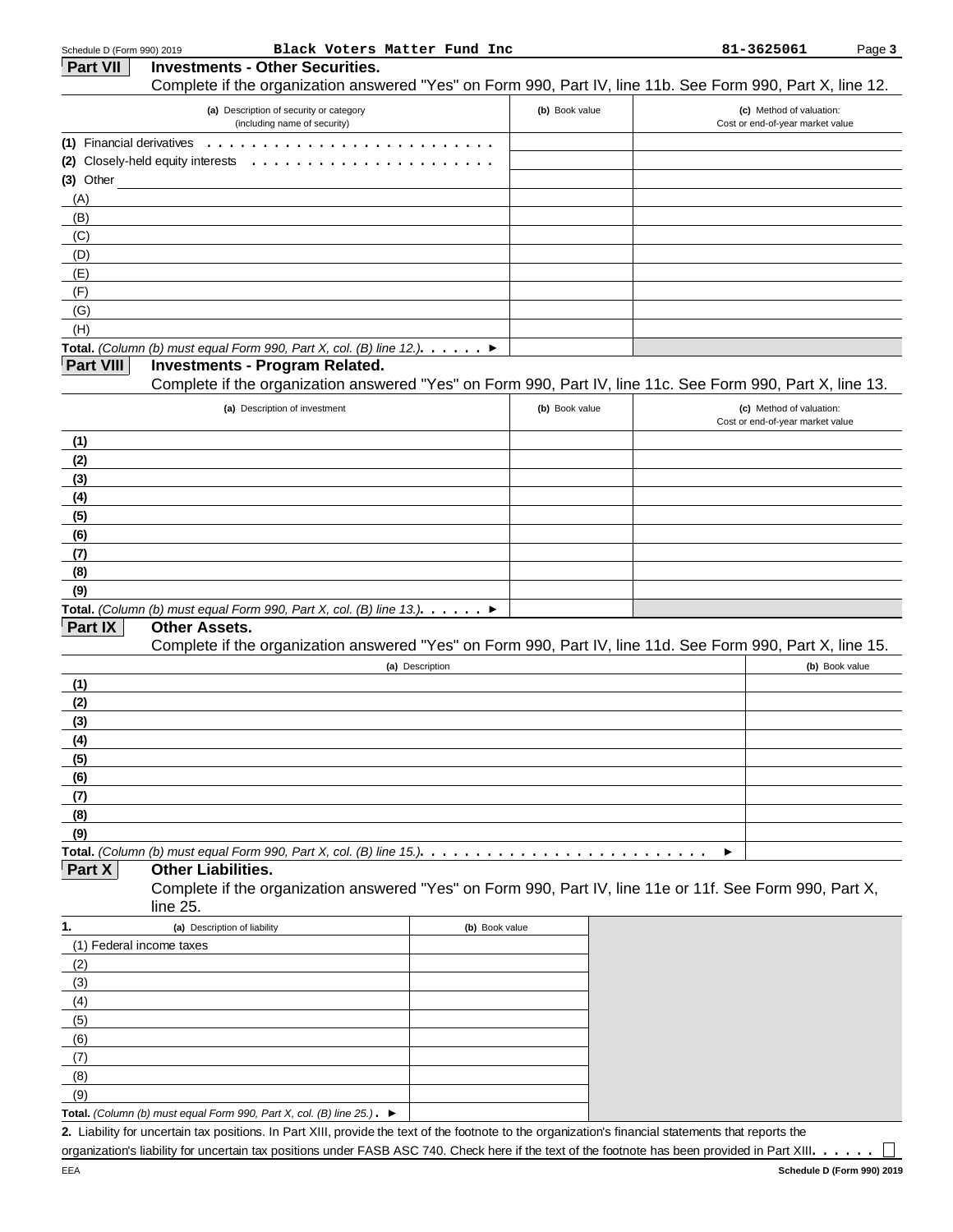Black Voters Matter Fund Inc 81-3625061

## Part VII Investments - Other Securities.

Complete if the organization answered "Yes" on Form 990, Part IV, line 11b. See Form 990, Part X, line 12.

| (a) Description of security or category (including name of security) | (b) Book value | (c) Method of valuation: Cost or end-of-year market value |
|---|---|---|
| (1) Financial derivatives | | |
| (2) Closely-held equity interests | | |
| (3) Other | | |
| (A) | | |
| (B) | | |
| (C) | | |
| (D) | | |
| (E) | | |
| (F) | | |
| (G) | | |
| (H) | | |
| **Total.** *(Column (b) must equal Form 990, Part X, col. (B) line 12.)* ▶ | | |

## Part VIII Investments - Program Related.

Complete if the organization answered "Yes" on Form 990, Part IV, line 11c. See Form 990, Part X, line 13.

| (a) Description of investment | (b) Book value | (c) Method of valuation: Cost or end-of-year market value |
|---|---|---|
| (1) | | |
| (2) | | |
| (3) | | |
| (4) | | |
| (5) | | |
| (6) | | |
| (7) | | |
| (8) | | |
| (9) | | |
| **Total.** *(Column (b) must equal Form 990, Part X, col. (B) line 13.)* ▶ | | |

## Part IX Other Assets.

Complete if the organization answered "Yes" on Form 990, Part IV, line 11d. See Form 990, Part X, line 15.

| (a) Description | (b) Book value |
|---|---|
| (1) | |
| (2) | |
| (3) | |
| (4) | |
| (5) | |
| (6) | |
| (7) | |
| (8) | |
| (9) | |
| **Total.** *(Column (b) must equal Form 990, Part X, col. (B) line 15.)* ▶ | |

## Part X Other Liabilities.

Complete if the organization answered "Yes" on Form 990, Part IV, line 11e or 11f. See Form 990, Part X, line 25.

| 1. (a) Description of liability | (b) Book value |
|---|---|
| (1) Federal income taxes | |
| (2) | |
| (3) | |
| (4) | |
| (5) | |
| (6) | |
| (7) | |
| (8) | |
| (9) | |
| **Total.** *(Column (b) must equal Form 990, Part X, col. (B) line 25.)* ▶ | |

**2.** Liability for uncertain tax positions. In Part XIII, provide the text of the footnote to the organization's financial statements that reports the organization's liability for uncertain tax positions under FASB ASC 740. Check here if the text of the footnote has been provided in Part XIII. ☐

Schedule D (Form 990) 2019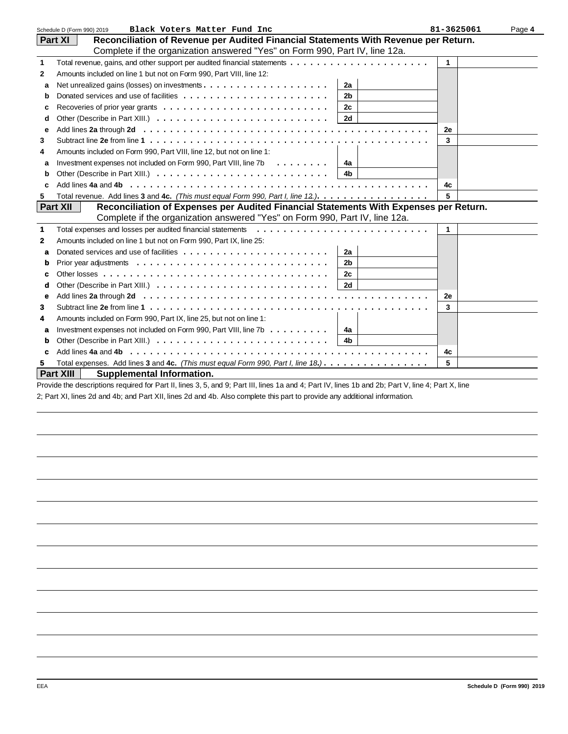Schedule D (Form 990) 2019 **Black Voters Matter Fund Inc** 81-3625061 Page **4**

## Part XI Reconciliation of Revenue per Audited Financial Statements With Revenue per Return.

Complete if the organization answered "Yes" on Form 990, Part IV, line 12a.

| | | | | | |
|---|---|---|---|---|---|
| 1 | Total revenue, gains, and other support per audited financial statements | | | 1 | |
| 2 | Amounts included on line 1 but not on Form 990, Part VIII, line 12: | | | | |
| a | Net unrealized gains (losses) on investments | 2a | | | |
| b | Donated services and use of facilities | 2b | | | |
| c | Recoveries of prior year grants | 2c | | | |
| d | Other (Describe in Part XIII.) | 2d | | | |
| e | Add lines **2a** through **2d** | | | 2e | |
| 3 | Subtract line **2e** from line **1** | | | 3 | |
| 4 | Amounts included on Form 990, Part VIII, line 12, but not on line 1: | | | | |
| a | Investment expenses not included on Form 990, Part VIII, line 7b | 4a | | | |
| b | Other (Describe in Part XIII.) | 4b | | | |
| c | Add lines **4a** and **4b** | | | 4c | |
| 5 | Total revenue. Add lines **3** and **4c.** *(This must equal Form 990, Part I, line 12.)* | | | 5 | |

## Part XII Reconciliation of Expenses per Audited Financial Statements With Expenses per Return.

Complete if the organization answered "Yes" on Form 990, Part IV, line 12a.

| | | | | | |
|---|---|---|---|---|---|
| 1 | Total expenses and losses per audited financial statements | | | 1 | |
| 2 | Amounts included on line 1 but not on Form 990, Part IX, line 25: | | | | |
| a | Donated services and use of facilities | 2a | | | |
| b | Prior year adjustments | 2b | | | |
| c | Other losses | 2c | | | |
| d | Other (Describe in Part XIII.) | 2d | | | |
| e | Add lines **2a** through **2d** | | | 2e | |
| 3 | Subtract line **2e** from line **1** | | | 3 | |
| 4 | Amounts included on Form 990, Part IX, line 25, but not on line 1: | | | | |
| a | Investment expenses not included on Form 990, Part VIII, line 7b | 4a | | | |
| b | Other (Describe in Part XIII.) | 4b | | | |
| c | Add lines **4a** and **4b** | | | 4c | |
| 5 | Total expenses. Add lines **3** and **4c.** *(This must equal Form 990, Part I, line 18.)* | | | 5 | |

## Part XIII Supplemental Information.

Provide the descriptions required for Part II, lines 3, 5, and 9; Part III, lines 1a and 4; Part IV, lines 1b and 2b; Part V, line 4; Part X, line 2; Part XI, lines 2d and 4b; and Part XII, lines 2d and 4b. Also complete this part to provide any additional information.

EEA **Schedule D (Form 990) 2019**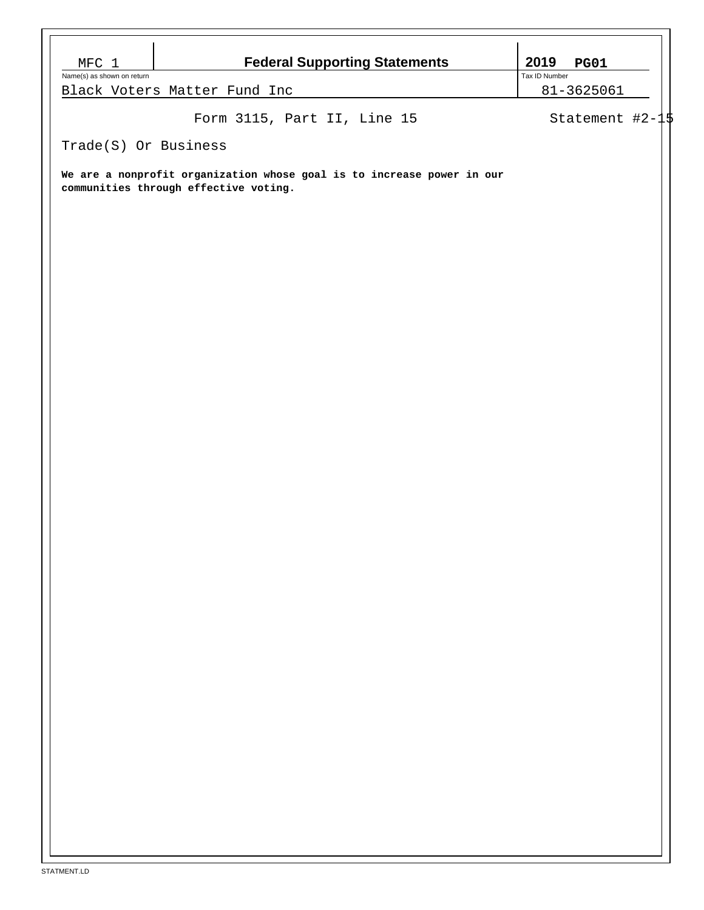| MFC 1 | Federal Supporting Statements | 2019 PG01 |
|---|---|---|
| Name(s) as shown on return | | Tax ID Number |
| Black Voters Matter Fund Inc | | 81-3625061 |

Form 3115, Part II, Line 15 — Statement #2-15

Trade(S) Or Business

**We are a nonprofit organization whose goal is to increase power in our communities through effective voting.**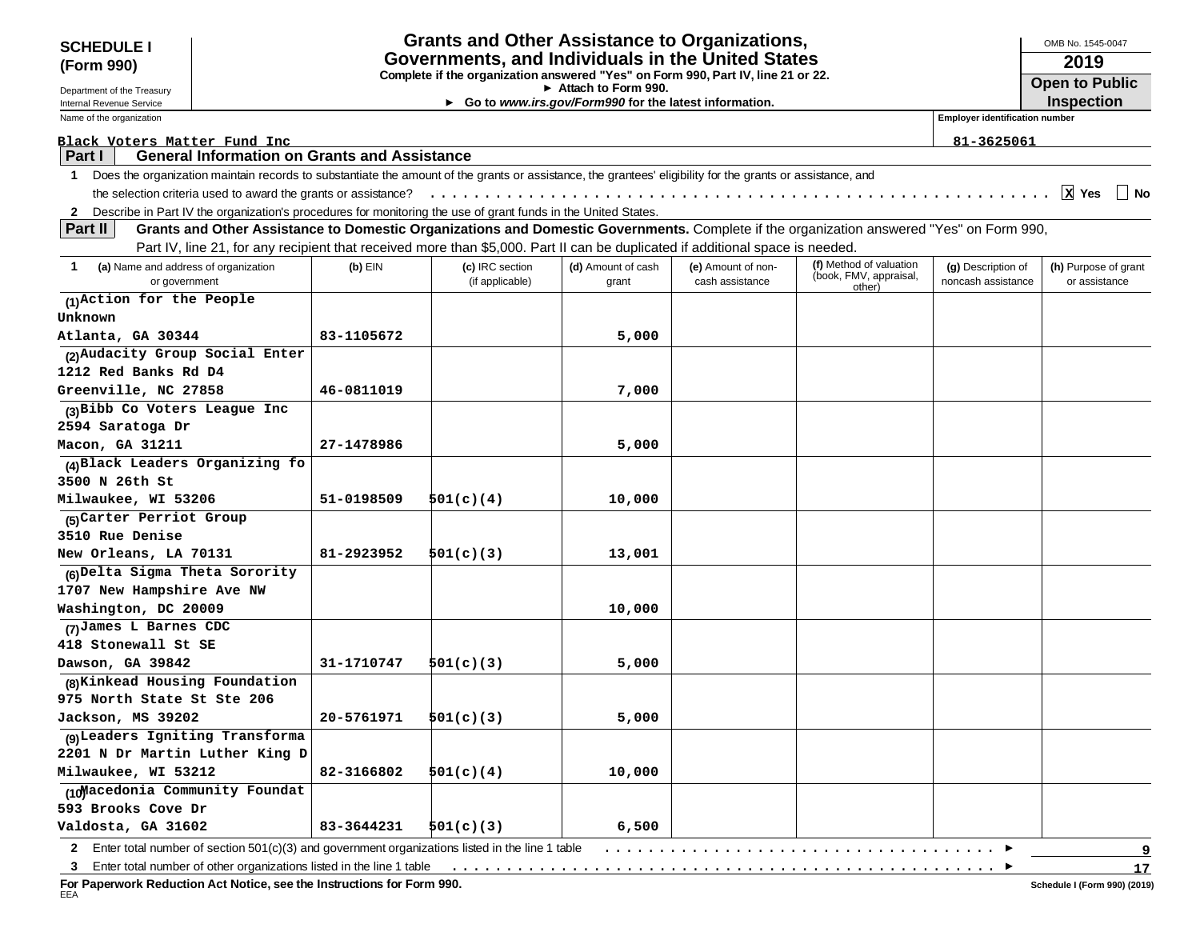**SCHEDULE I (Form 990)**

Department of the Treasury
Internal Revenue Service

# Grants and Other Assistance to Organizations, Governments, and Individuals in the United States

**Complete if the organization answered "Yes" on Form 990, Part IV, line 21 or 22.**
**► Attach to Form 990.**
**► Go to *www.irs.gov/Form990* for the latest information.**

OMB No. 1545-0047
**2019**
**Open to Public Inspection**

Name of the organization: Black Voters Matter Fund Inc
Employer identification number: 81-3625061

## Part I General Information on Grants and Assistance

1 Does the organization maintain records to substantiate the amount of the grants or assistance, the grantees' eligibility for the grants or assistance, and the selection criteria used to award the grants or assistance? . . . . . [X] Yes [ ] No

2 Describe in Part IV the organization's procedures for monitoring the use of grant funds in the United States.

## Part II Grants and Other Assistance to Domestic Organizations and Domestic Governments.

Complete if the organization answered "Yes" on Form 990, Part IV, line 21, for any recipient that received more than $5,000. Part II can be duplicated if additional space is needed.

| 1 (a) Name and address of organization or government | (b) EIN | (c) IRC section (if applicable) | (d) Amount of cash grant | (e) Amount of non-cash assistance | (f) Method of valuation (book, FMV, appraisal, other) | (g) Description of noncash assistance | (h) Purpose of grant or assistance |
|---|---|---|---|---|---|---|---|
| (1) Action for the People<br>Unknown<br>Atlanta, GA 30344 | 83-1105672 | | 5,000 | | | | |
| (2) Audacity Group Social Enter<br>1212 Red Banks Rd D4<br>Greenville, NC 27858 | 46-0811019 | | 7,000 | | | | |
| (3) Bibb Co Voters League Inc<br>2594 Saratoga Dr<br>Macon, GA 31211 | 27-1478986 | | 5,000 | | | | |
| (4) Black Leaders Organizing fo<br>3500 N 26th St<br>Milwaukee, WI 53206 | 51-0198509 | 501(c)(4) | 10,000 | | | | |
| (5) Carter Perriot Group<br>3510 Rue Denise<br>New Orleans, LA 70131 | 81-2923952 | 501(c)(3) | 13,001 | | | | |
| (6) Delta Sigma Theta Sorority<br>1707 New Hampshire Ave NW<br>Washington, DC 20009 | | | 10,000 | | | | |
| (7) James L Barnes CDC<br>418 Stonewall St SE<br>Dawson, GA 39842 | 31-1710747 | 501(c)(3) | 5,000 | | | | |
| (8) Kinkead Housing Foundation<br>975 North State St Ste 206<br>Jackson, MS 39202 | 20-5761971 | 501(c)(3) | 5,000 | | | | |
| (9) Leaders Igniting Transforma<br>2201 N Dr Martin Luther King D<br>Milwaukee, WI 53212 | 82-3166802 | 501(c)(4) | 10,000 | | | | |
| (10) Macedonia Community Foundat<br>593 Brooks Cove Dr<br>Valdosta, GA 31602 | 83-3644231 | 501(c)(3) | 6,500 | | | | |

2 Enter total number of section 501(c)(3) and government organizations listed in the line 1 table . . . . . ► 9

3 Enter total number of other organizations listed in the line 1 table . . . . . ► 17

**For Paperwork Reduction Act Notice, see the Instructions for Form 990.**

EEA

Schedule I (Form 990) (2019)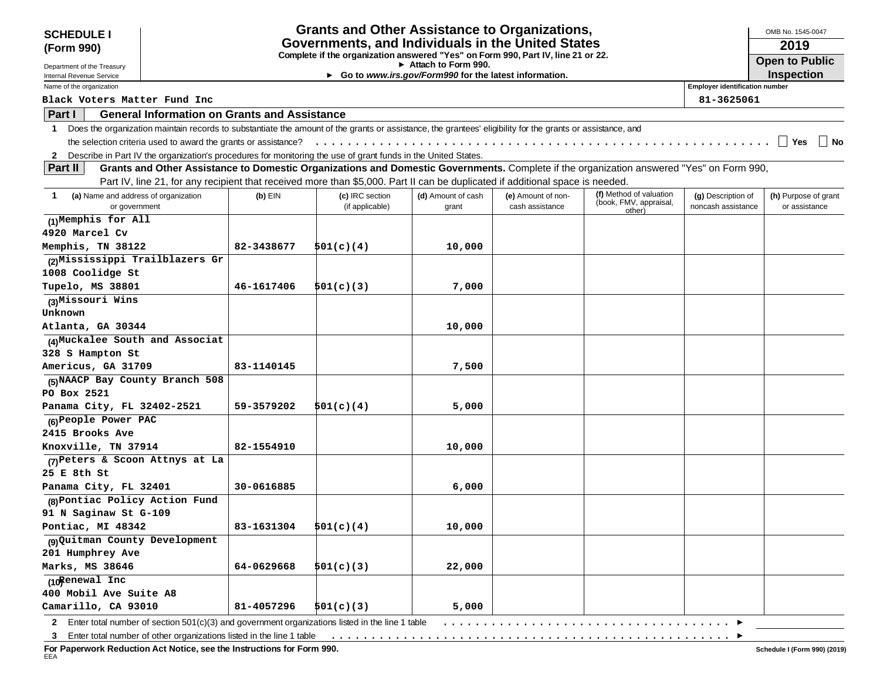**SCHEDULE I (Form 990)**

Department of the Treasury
Internal Revenue Service

# Grants and Other Assistance to Organizations, Governments, and Individuals in the United States

**Complete if the organization answered "Yes" on Form 990, Part IV, line 21 or 22.**
► **Attach to Form 990.**
► **Go to *www.irs.gov/Form990* for the latest information.**

OMB No. 1545-0047

**2019**

**Open to Public Inspection**

Name of the organization: Black Voters Matter Fund Inc

Employer identification number: 81-3625061

## Part I General Information on Grants and Assistance

1 Does the organization maintain records to substantiate the amount of the grants or assistance, the grantees' eligibility for the grants or assistance, and the selection criteria used to award the grants or assistance? . . . . . ☐ Yes ☐ No

2 Describe in Part IV the organization's procedures for monitoring the use of grant funds in the United States.

## Part II Grants and Other Assistance to Domestic Organizations and Domestic Governments.

Complete if the organization answered "Yes" on Form 990, Part IV, line 21, for any recipient that received more than $5,000. Part II can be duplicated if additional space is needed.

| 1 (a) Name and address of organization or government | (b) EIN | (c) IRC section (if applicable) | (d) Amount of cash grant | (e) Amount of non-cash assistance | (f) Method of valuation (book, FMV, appraisal, other) | (g) Description of noncash assistance | (h) Purpose of grant or assistance |
|---|---|---|---|---|---|---|---|
| (1) Memphis for All<br>4920 Marcel Cv<br>Memphis, TN 38122 | 82-3438677 | 501(c)(4) | 10,000 | | | | |
| (2) Mississippi Trailblazers Gr<br>1008 Coolidge St<br>Tupelo, MS 38801 | 46-1617406 | 501(c)(3) | 7,000 | | | | |
| (3) Missouri Wins<br>Unknown<br>Atlanta, GA 30344 | | | 10,000 | | | | |
| (4) Muckalee South and Associat<br>328 S Hampton St<br>Americus, GA 31709 | 83-1140145 | | 7,500 | | | | |
| (5) NAACP Bay County Branch 508<br>PO Box 2521<br>Panama City, FL 32402-2521 | 59-3579202 | 501(c)(4) | 5,000 | | | | |
| (6) People Power PAC<br>2415 Brooks Ave<br>Knoxville, TN 37914 | 82-1554910 | | 10,000 | | | | |
| (7) Peters & Scoon Attnys at La<br>25 E 8th St<br>Panama City, FL 32401 | 30-0616885 | | 6,000 | | | | |
| (8) Pontiac Policy Action Fund<br>91 N Saginaw St G-109<br>Pontiac, MI 48342 | 83-1631304 | 501(c)(4) | 10,000 | | | | |
| (9) Quitman County Development<br>201 Humphrey Ave<br>Marks, MS 38646 | 64-0629668 | 501(c)(3) | 22,000 | | | | |
| (10) Renewal Inc<br>400 Mobil Ave Suite A8<br>Camarillo, CA 93010 | 81-4057296 | 501(c)(3) | 5,000 | | | | |

2 Enter total number of section 501(c)(3) and government organizations listed in the line 1 table . . . . . ►

3 Enter total number of other organizations listed in the line 1 table . . . . . ►

**For Paperwork Reduction Act Notice, see the Instructions for Form 990.**

EEA

**Schedule I (Form 990) (2019)**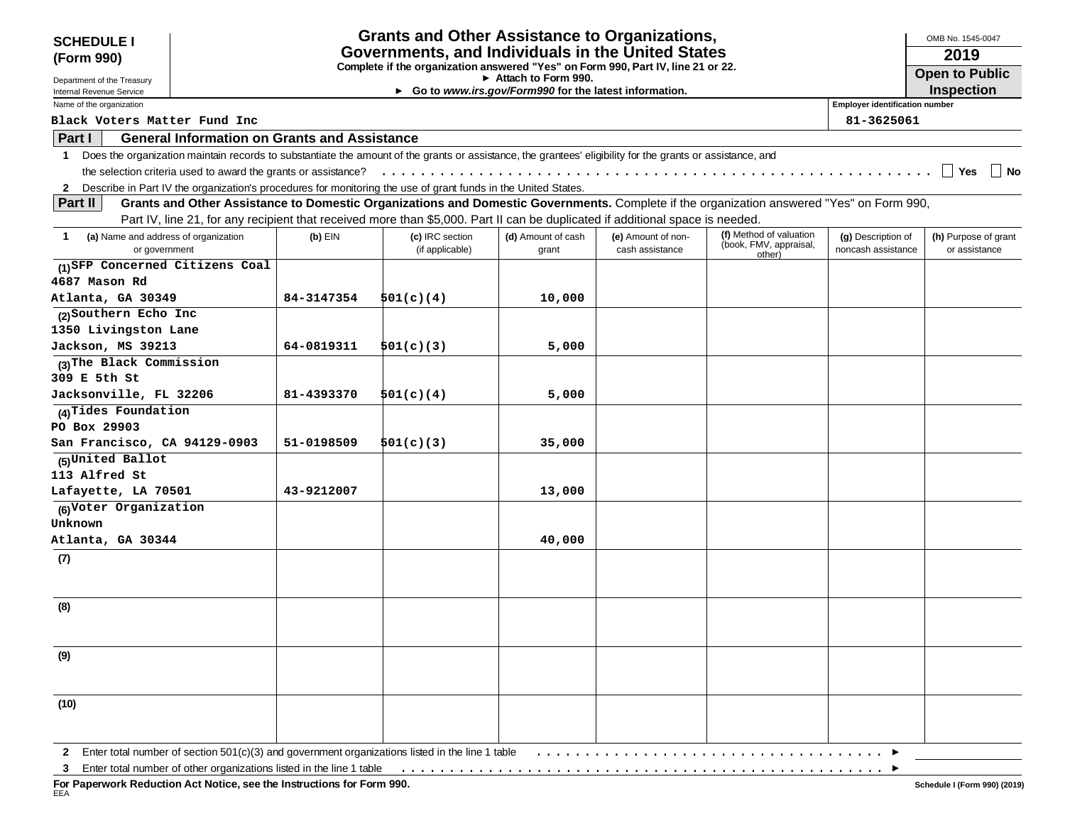**SCHEDULE I (Form 990)**

Department of the Treasury
Internal Revenue Service

# Grants and Other Assistance to Organizations, Governments, and Individuals in the United States

**Complete if the organization answered "Yes" on Form 990, Part IV, line 21 or 22.**
**► Attach to Form 990.**
**► Go to *www.irs.gov/Form990* for the latest information.**

OMB No. 1545-0047
**2019**
**Open to Public Inspection**

Name of the organization: Black Voters Matter Fund Inc
Employer identification number: 81-3625061

## Part I — General Information on Grants and Assistance

**1** Does the organization maintain records to substantiate the amount of the grants or assistance, the grantees' eligibility for the grants or assistance, and the selection criteria used to award the grants or assistance? . . . . . ☐ Yes ☐ No

**2** Describe in Part IV the organization's procedures for monitoring the use of grant funds in the United States.

## Part II — Grants and Other Assistance to Domestic Organizations and Domestic Governments.

Complete if the organization answered "Yes" on Form 990, Part IV, line 21, for any recipient that received more than $5,000. Part II can be duplicated if additional space is needed.

| 1 (a) Name and address of organization or government | (b) EIN | (c) IRC section (if applicable) | (d) Amount of cash grant | (e) Amount of non-cash assistance | (f) Method of valuation (book, FMV, appraisal, other) | (g) Description of noncash assistance | (h) Purpose of grant or assistance |
|---|---|---|---|---|---|---|---|
| (1) SFP Concerned Citizens Coal 4687 Mason Rd Atlanta, GA 30349 | 84-3147354 | 501(c)(4) | 10,000 | | | | |
| (2) Southern Echo Inc 1350 Livingston Lane Jackson, MS 39213 | 64-0819311 | 501(c)(3) | 5,000 | | | | |
| (3) The Black Commission 309 E 5th St Jacksonville, FL 32206 | 81-4393370 | 501(c)(4) | 5,000 | | | | |
| (4) Tides Foundation PO Box 29903 San Francisco, CA 94129-0903 | 51-0198509 | 501(c)(3) | 35,000 | | | | |
| (5) United Ballot 113 Alfred St Lafayette, LA 70501 | 43-9212007 | | 13,000 | | | | |
| (6) Voter Organization Unknown Atlanta, GA 30344 | | | 40,000 | | | | |
| (7) | | | | | | | |
| (8) | | | | | | | |
| (9) | | | | | | | |
| (10) | | | | | | | |

**2** Enter total number of section 501(c)(3) and government organizations listed in the line 1 table . . . . . ►

**3** Enter total number of other organizations listed in the line 1 table . . . . . ►

**For Paperwork Reduction Act Notice, see the Instructions for Form 990.**
EEA
Schedule I (Form 990) (2019)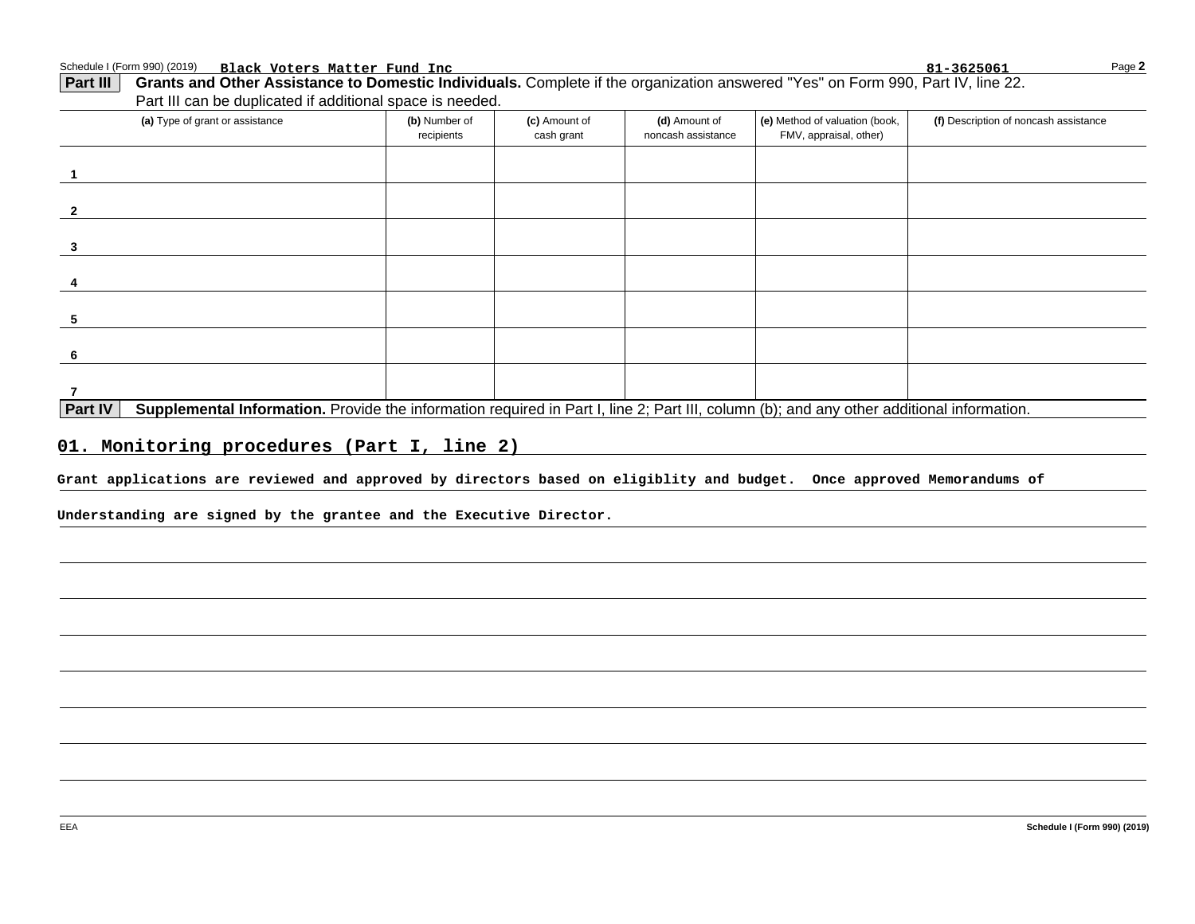Schedule I (Form 990) (2019) **Black Voters Matter Fund Inc** **81-3625061**

**Part III** **Grants and Other Assistance to Domestic Individuals.** Complete if the organization answered "Yes" on Form 990, Part IV, line 22. Part III can be duplicated if additional space is needed.

| | (a) Type of grant or assistance | (b) Number of recipients | (c) Amount of cash grant | (d) Amount of noncash assistance | (e) Method of valuation (book, FMV, appraisal, other) | (f) Description of noncash assistance |
|---|---|---|---|---|---|---|
| 1 | | | | | | |
| 2 | | | | | | |
| 3 | | | | | | |
| 4 | | | | | | |
| 5 | | | | | | |
| 6 | | | | | | |
| 7 | | | | | | |

**Part IV** **Supplemental Information.** Provide the information required in Part I, line 2; Part III, column (b); and any other additional information.

**01. Monitoring procedures (Part I, line 2)**

**Grant applications are reviewed and approved by directors based on eligiblity and budget. Once approved Memorandums of Understanding are signed by the grantee and the Executive Director.**

EEA

**Schedule I (Form 990) (2019)**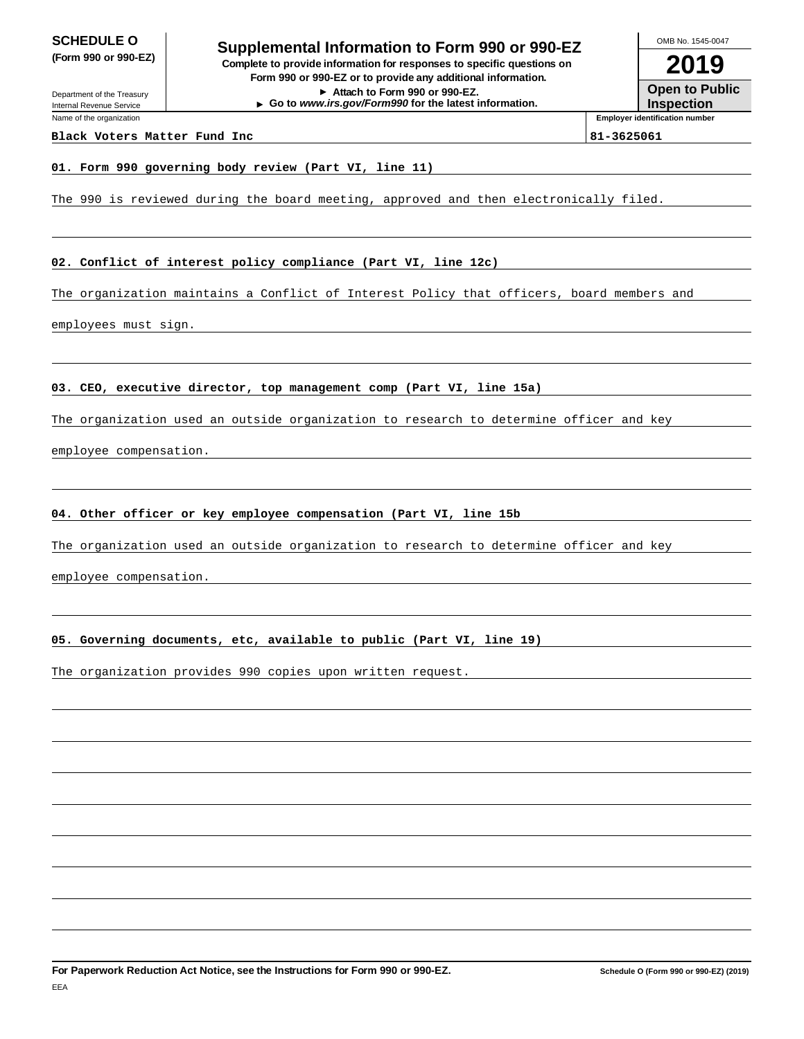**SCHEDULE O**
**(Form 990 or 990-EZ)**

Department of the Treasury
Internal Revenue Service

# Supplemental Information to Form 990 or 990-EZ

**Complete to provide information for responses to specific questions on Form 990 or 990-EZ or to provide any additional information.**
**► Attach to Form 990 or 990-EZ.**
**► Go to *www.irs.gov/Form990* for the latest information.**

OMB No. 1545-0047

**2019**

**Open to Public Inspection**

| Name of the organization | Employer identification number |
|---|---|
| Black Voters Matter Fund Inc | 81-3625061 |

**01. Form 990 governing body review (Part VI, line 11)**

The 990 is reviewed during the board meeting, approved and then electronically filed.

**02. Conflict of interest policy compliance (Part VI, line 12c)**

The organization maintains a Conflict of Interest Policy that officers, board members and employees must sign.

**03. CEO, executive director, top management comp (Part VI, line 15a)**

The organization used an outside organization to research to determine officer and key employee compensation.

**04. Other officer or key employee compensation (Part VI, line 15b**

The organization used an outside organization to research to determine officer and key employee compensation.

**05. Governing documents, etc, available to public (Part VI, line 19)**

The organization provides 990 copies upon written request.

**For Paperwork Reduction Act Notice, see the Instructions for Form 990 or 990-EZ.** **Schedule O (Form 990 or 990-EZ) (2019)**

EEA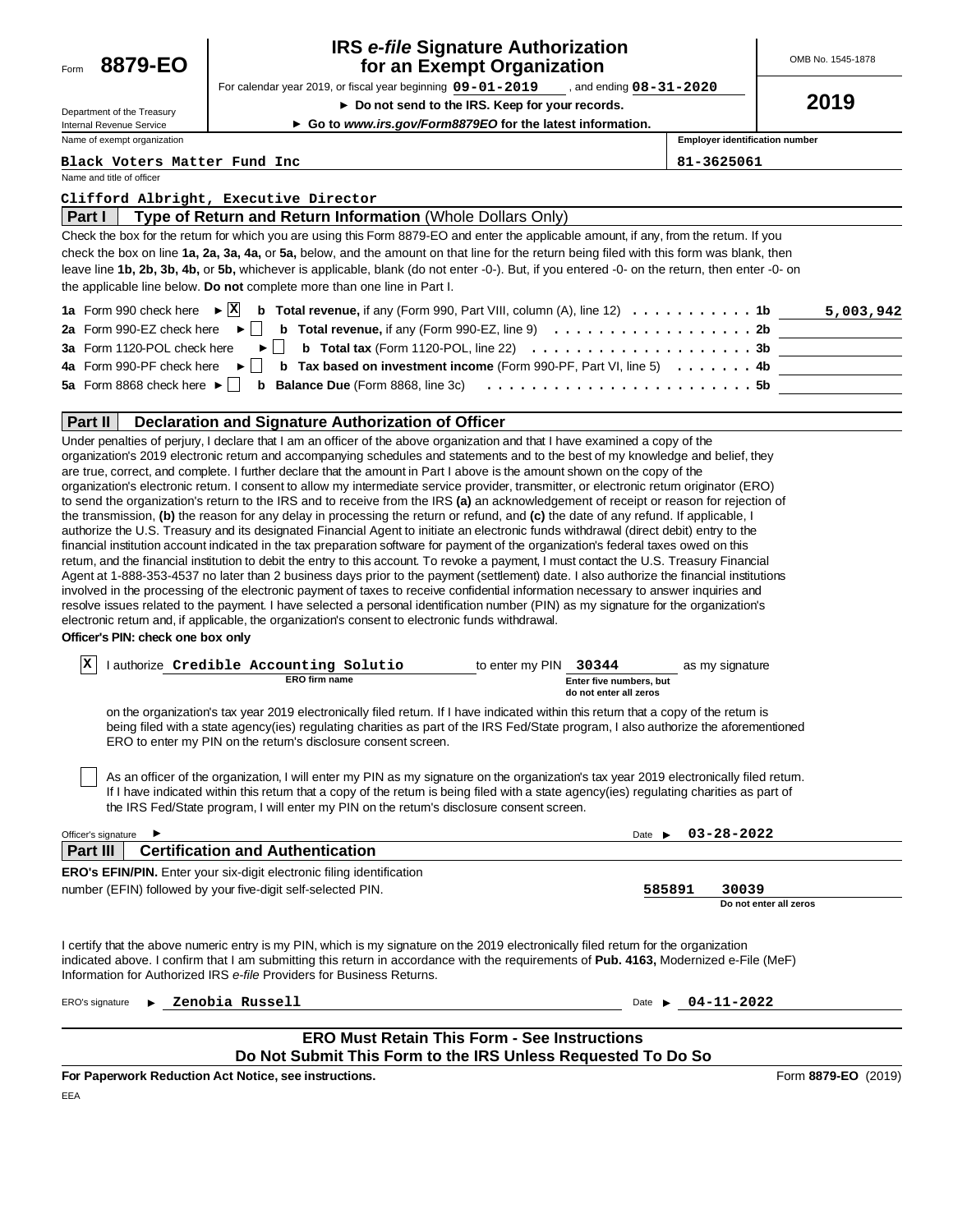Form **8879-EO**

Department of the Treasury
Internal Revenue Service

# IRS *e-file* Signature Authorization for an Exempt Organization

For calendar year 2019, or fiscal year beginning **09-01-2019** , and ending **08-31-2020**

► **Do not send to the IRS. Keep for your records.**

► **Go to *www.irs.gov/Form8879EO* for the latest information.**

OMB No. 1545-1878

**2019**

Name of exempt organization: **Black Voters Matter Fund Inc**

Employer identification number: **81-3625061**

Name and title of officer: **Clifford Albright, Executive Director**

## Part I — Type of Return and Return Information (Whole Dollars Only)

Check the box for the return for which you are using this Form 8879-EO and enter the applicable amount, if any, from the return. If you check the box on line **1a, 2a, 3a, 4a,** or **5a,** below, and the amount on that line for the return being filed with this form was blank, then leave line **1b, 2b, 3b, 4b,** or **5b,** whichever is applicable, blank (do not enter -0-). But, if you entered -0- on the return, then enter -0- on the applicable line below. **Do not** complete more than one line in Part I.

| | | | |
|---|---|---|---|
| **1a** Form 990 check here ► [X] | **b Total revenue,** if any (Form 990, Part VIII, column (A), line 12) | **1b** | **5,003,942** |
| **2a** Form 990-EZ check here ► [ ] | **b Total revenue,** if any (Form 990-EZ, line 9) | **2b** | |
| **3a** Form 1120-POL check here ► [ ] | **b Total tax** (Form 1120-POL, line 22) | **3b** | |
| **4a** Form 990-PF check here ► [ ] | **b Tax based on investment income** (Form 990-PF, Part VI, line 5) | **4b** | |
| **5a** Form 8868 check here ► [ ] | **b Balance Due** (Form 8868, line 3c) | **5b** | |

## Part II — Declaration and Signature Authorization of Officer

Under penalties of perjury, I declare that I am an officer of the above organization and that I have examined a copy of the organization's 2019 electronic return and accompanying schedules and statements and to the best of my knowledge and belief, they are true, correct, and complete. I further declare that the amount in Part I above is the amount shown on the copy of the organization's electronic return. I consent to allow my intermediate service provider, transmitter, or electronic return originator (ERO) to send the organization's return to the IRS and to receive from the IRS **(a)** an acknowledgement of receipt or reason for rejection of the transmission, **(b)** the reason for any delay in processing the return or refund, and **(c)** the date of any refund. If applicable, I authorize the U.S. Treasury and its designated Financial Agent to initiate an electronic funds withdrawal (direct debit) entry to the financial institution account indicated in the tax preparation software for payment of the organization's federal taxes owed on this return, and the financial institution to debit the entry to this account. To revoke a payment, I must contact the U.S. Treasury Financial Agent at 1-888-353-4537 no later than 2 business days prior to the payment (settlement) date. I also authorize the financial institutions involved in the processing of the electronic payment of taxes to receive confidential information necessary to answer inquiries and resolve issues related to the payment. I have selected a personal identification number (PIN) as my signature for the organization's electronic return and, if applicable, the organization's consent to electronic funds withdrawal.

**Officer's PIN: check one box only**

[X] I authorize **Credible Accounting Solutio** (ERO firm name) to enter my PIN **30344** (Enter five numbers, but do not enter all zeros) as my signature on the organization's tax year 2019 electronically filed return. If I have indicated within this return that a copy of the return is being filed with a state agency(ies) regulating charities as part of the IRS Fed/State program, I also authorize the aforementioned ERO to enter my PIN on the return's disclosure consent screen.

[ ] As an officer of the organization, I will enter my PIN as my signature on the organization's tax year 2019 electronically filed return. If I have indicated within this return that a copy of the return is being filed with a state agency(ies) regulating charities as part of the IRS Fed/State program, I will enter my PIN on the return's disclosure consent screen.

Officer's signature ►　　　　Date ► **03-28-2022**

## Part III — Certification and Authentication

**ERO's EFIN/PIN.** Enter your six-digit electronic filing identification number (EFIN) followed by your five-digit self-selected PIN.　**585891**　**30039** (Do not enter all zeros)

I certify that the above numeric entry is my PIN, which is my signature on the 2019 electronically filed return for the organization indicated above. I confirm that I am submitting this return in accordance with the requirements of **Pub. 4163,** Modernized e-File (MeF) Information for Authorized IRS *e-file* Providers for Business Returns.

ERO's signature ► **Zenobia Russell**　　　　Date ► **04-11-2022**

**ERO Must Retain This Form - See Instructions**
**Do Not Submit This Form to the IRS Unless Requested To Do So**

**For Paperwork Reduction Act Notice, see instructions.**　　　　Form **8879-EO** (2019)

EEA